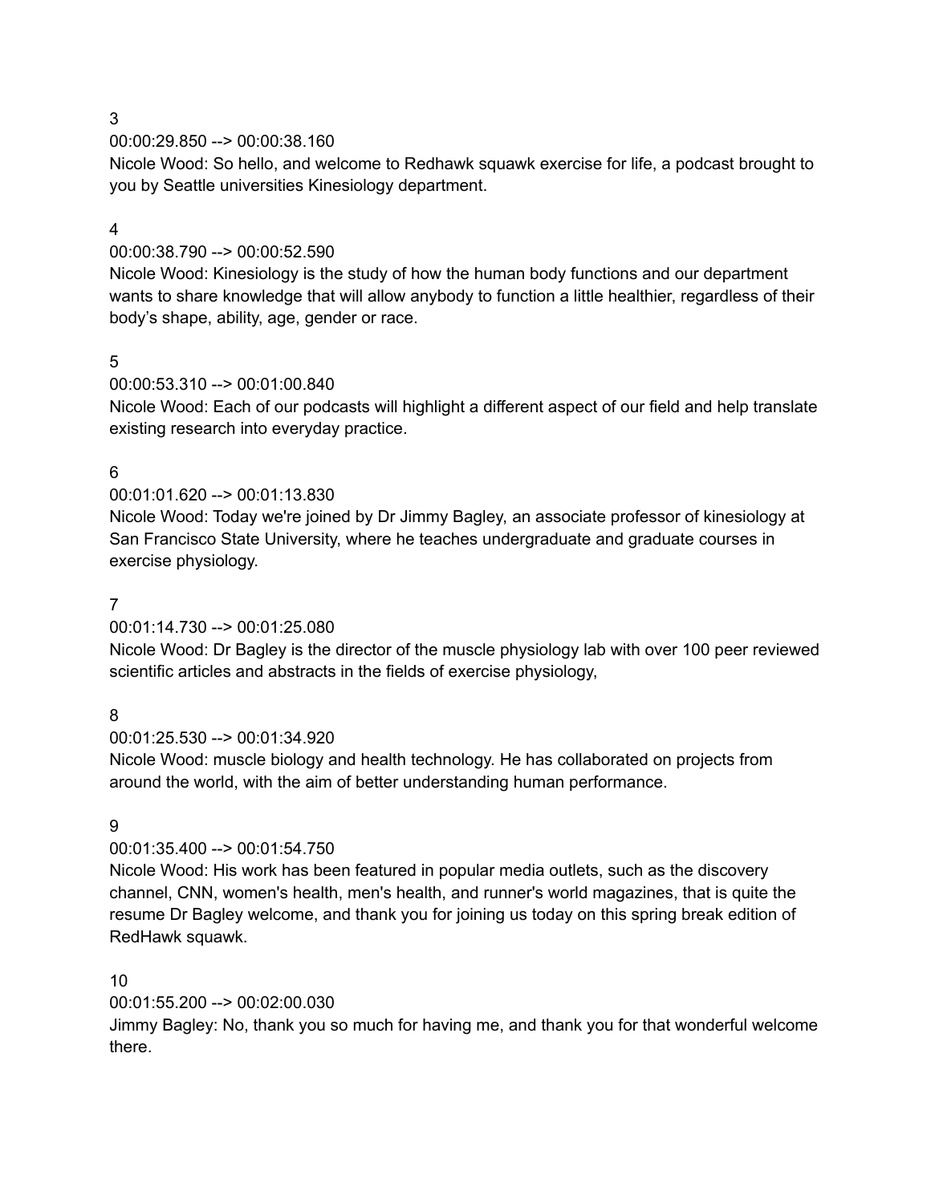3

00:00:29.850 --> 00:00:38.160

Nicole Wood: So hello, and welcome to Redhawk squawk exercise for life, a podcast brought to you by Seattle universities Kinesiology department.

4

00:00:38.790 --> 00:00:52.590

Nicole Wood: Kinesiology is the study of how the human body functions and our department wants to share knowledge that will allow anybody to function a little healthier, regardless of their body's shape, ability, age, gender or race.

5

00:00:53.310 --> 00:01:00.840

Nicole Wood: Each of our podcasts will highlight a different aspect of our field and help translate existing research into everyday practice.

6

00:01:01.620 --> 00:01:13.830

Nicole Wood: Today we're joined by Dr Jimmy Bagley, an associate professor of kinesiology at San Francisco State University, where he teaches undergraduate and graduate courses in exercise physiology.

7

00:01:14.730 --> 00:01:25.080

Nicole Wood: Dr Bagley is the director of the muscle physiology lab with over 100 peer reviewed scientific articles and abstracts in the fields of exercise physiology,

8

00:01:25.530 --> 00:01:34.920

Nicole Wood: muscle biology and health technology. He has collaborated on projects from around the world, with the aim of better understanding human performance.

9

00:01:35.400 --> 00:01:54.750

Nicole Wood: His work has been featured in popular media outlets, such as the discovery channel, CNN, women's health, men's health, and runner's world magazines, that is quite the resume Dr Bagley welcome, and thank you for joining us today on this spring break edition of RedHawk squawk.

10

00:01:55.200 --> 00:02:00.030

Jimmy Bagley: No, thank you so much for having me, and thank you for that wonderful welcome there.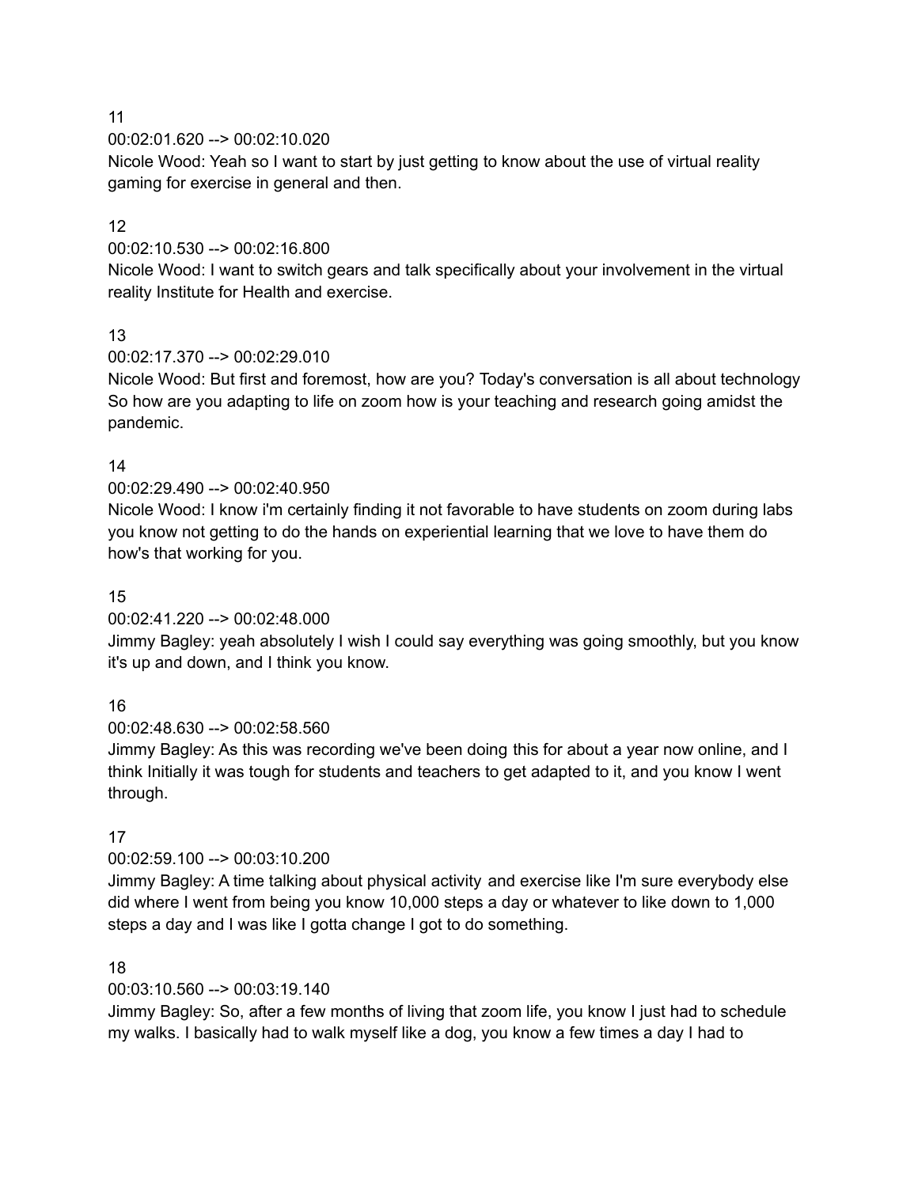11
00:02:01.620 --> 00:02:10.020
Nicole Wood: Yeah so I want to start by just getting to know about the use of virtual reality gaming for exercise in general and then.

12
00:02:10.530 --> 00:02:16.800
Nicole Wood: I want to switch gears and talk specifically about your involvement in the virtual reality Institute for Health and exercise.

13
00:02:17.370 --> 00:02:29.010
Nicole Wood: But first and foremost, how are you? Today's conversation is all about technology So how are you adapting to life on zoom how is your teaching and research going amidst the pandemic.

14
00:02:29.490 --> 00:02:40.950
Nicole Wood: I know i'm certainly finding it not favorable to have students on zoom during labs you know not getting to do the hands on experiential learning that we love to have them do how's that working for you.

15
00:02:41.220 --> 00:02:48.000
Jimmy Bagley: yeah absolutely I wish I could say everything was going smoothly, but you know it's up and down, and I think you know.

16
00:02:48.630 --> 00:02:58.560
Jimmy Bagley: As this was recording we've been doing this for about a year now online, and I think Initially it was tough for students and teachers to get adapted to it, and you know I went through.

17
00:02:59.100 --> 00:03:10.200
Jimmy Bagley: A time talking about physical activity and exercise like I'm sure everybody else did where I went from being you know 10,000 steps a day or whatever to like down to 1,000 steps a day and I was like I gotta change I got to do something.

18
00:03:10.560 --> 00:03:19.140
Jimmy Bagley: So, after a few months of living that zoom life, you know I just had to schedule my walks. I basically had to walk myself like a dog, you know a few times a day I had to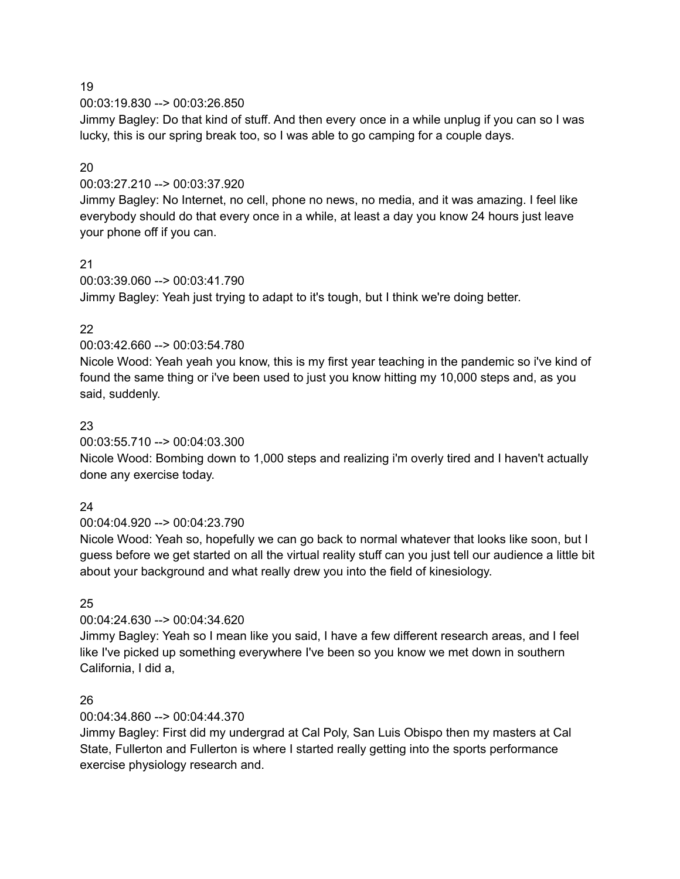19
00:03:19.830 --> 00:03:26.850
Jimmy Bagley: Do that kind of stuff. And then every once in a while unplug if you can so I was lucky, this is our spring break too, so I was able to go camping for a couple days.

20
00:03:27.210 --> 00:03:37.920
Jimmy Bagley: No Internet, no cell, phone no news, no media, and it was amazing. I feel like everybody should do that every once in a while, at least a day you know 24 hours just leave your phone off if you can.

21
00:03:39.060 --> 00:03:41.790
Jimmy Bagley: Yeah just trying to adapt to it's tough, but I think we're doing better.

22
00:03:42.660 --> 00:03:54.780
Nicole Wood: Yeah yeah you know, this is my first year teaching in the pandemic so i've kind of found the same thing or i've been used to just you know hitting my 10,000 steps and, as you said, suddenly.

23
00:03:55.710 --> 00:04:03.300
Nicole Wood: Bombing down to 1,000 steps and realizing i'm overly tired and I haven't actually done any exercise today.

24
00:04:04.920 --> 00:04:23.790
Nicole Wood: Yeah so, hopefully we can go back to normal whatever that looks like soon, but I guess before we get started on all the virtual reality stuff can you just tell our audience a little bit about your background and what really drew you into the field of kinesiology.

25
00:04:24.630 --> 00:04:34.620
Jimmy Bagley: Yeah so I mean like you said, I have a few different research areas, and I feel like I've picked up something everywhere I've been so you know we met down in southern California, I did a,

26
00:04:34.860 --> 00:04:44.370
Jimmy Bagley: First did my undergrad at Cal Poly, San Luis Obispo then my masters at Cal State, Fullerton and Fullerton is where I started really getting into the sports performance exercise physiology research and.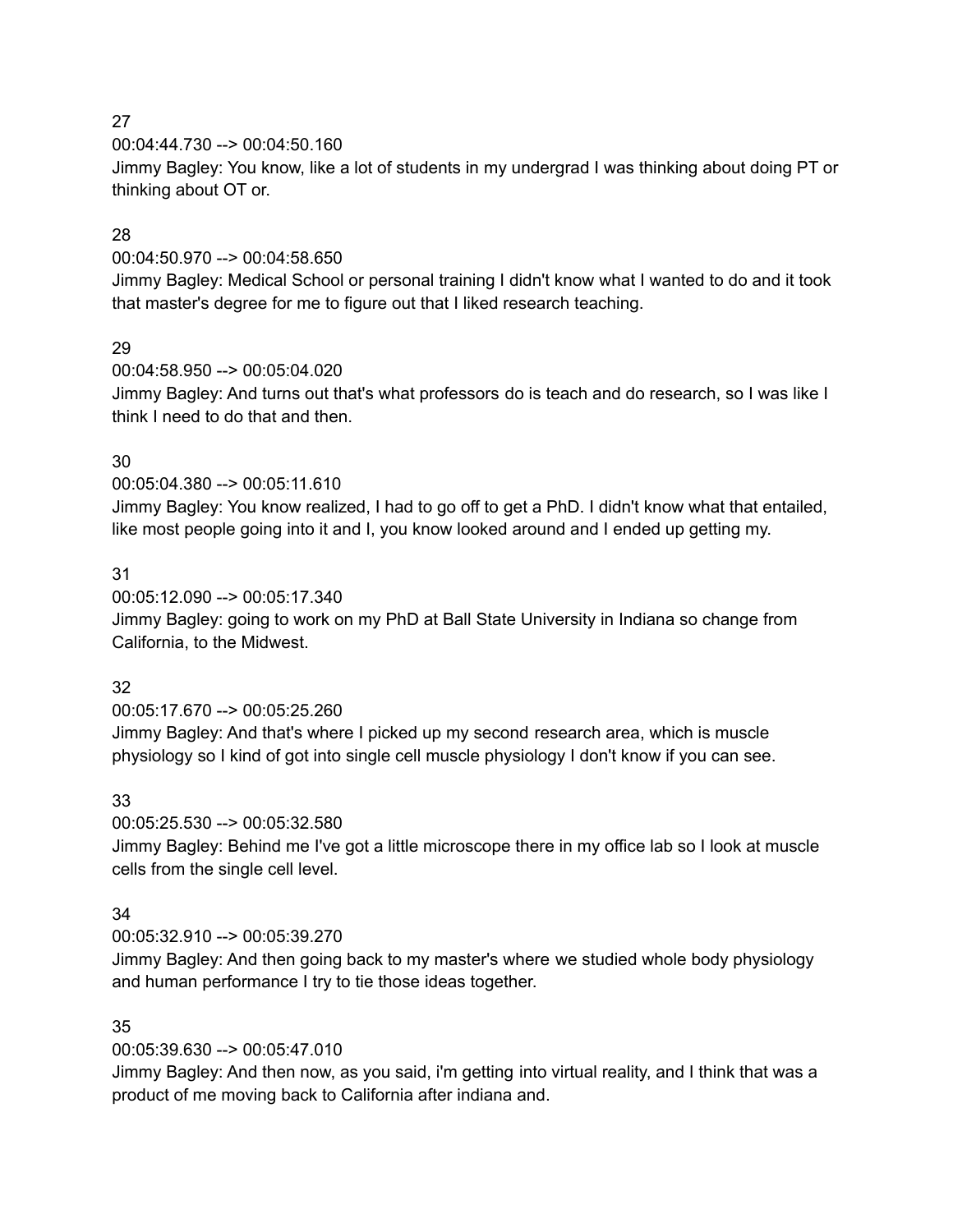27

00:04:44.730 --> 00:04:50.160

Jimmy Bagley: You know, like a lot of students in my undergrad I was thinking about doing PT or thinking about OT or.

28

00:04:50.970 --> 00:04:58.650

Jimmy Bagley: Medical School or personal training I didn't know what I wanted to do and it took that master's degree for me to figure out that I liked research teaching.

29

00:04:58.950 --> 00:05:04.020

Jimmy Bagley: And turns out that's what professors do is teach and do research, so I was like I think I need to do that and then.

30

00:05:04.380 --> 00:05:11.610

Jimmy Bagley: You know realized, I had to go off to get a PhD. I didn't know what that entailed, like most people going into it and I, you know looked around and I ended up getting my.

31

00:05:12.090 --> 00:05:17.340

Jimmy Bagley: going to work on my PhD at Ball State University in Indiana so change from California, to the Midwest.

32

00:05:17.670 --> 00:05:25.260

Jimmy Bagley: And that's where I picked up my second research area, which is muscle physiology so I kind of got into single cell muscle physiology I don't know if you can see.

33

00:05:25.530 --> 00:05:32.580

Jimmy Bagley: Behind me I've got a little microscope there in my office lab so I look at muscle cells from the single cell level.

34

00:05:32.910 --> 00:05:39.270

Jimmy Bagley: And then going back to my master's where we studied whole body physiology and human performance I try to tie those ideas together.

35

00:05:39.630 --> 00:05:47.010

Jimmy Bagley: And then now, as you said, i'm getting into virtual reality, and I think that was a product of me moving back to California after indiana and.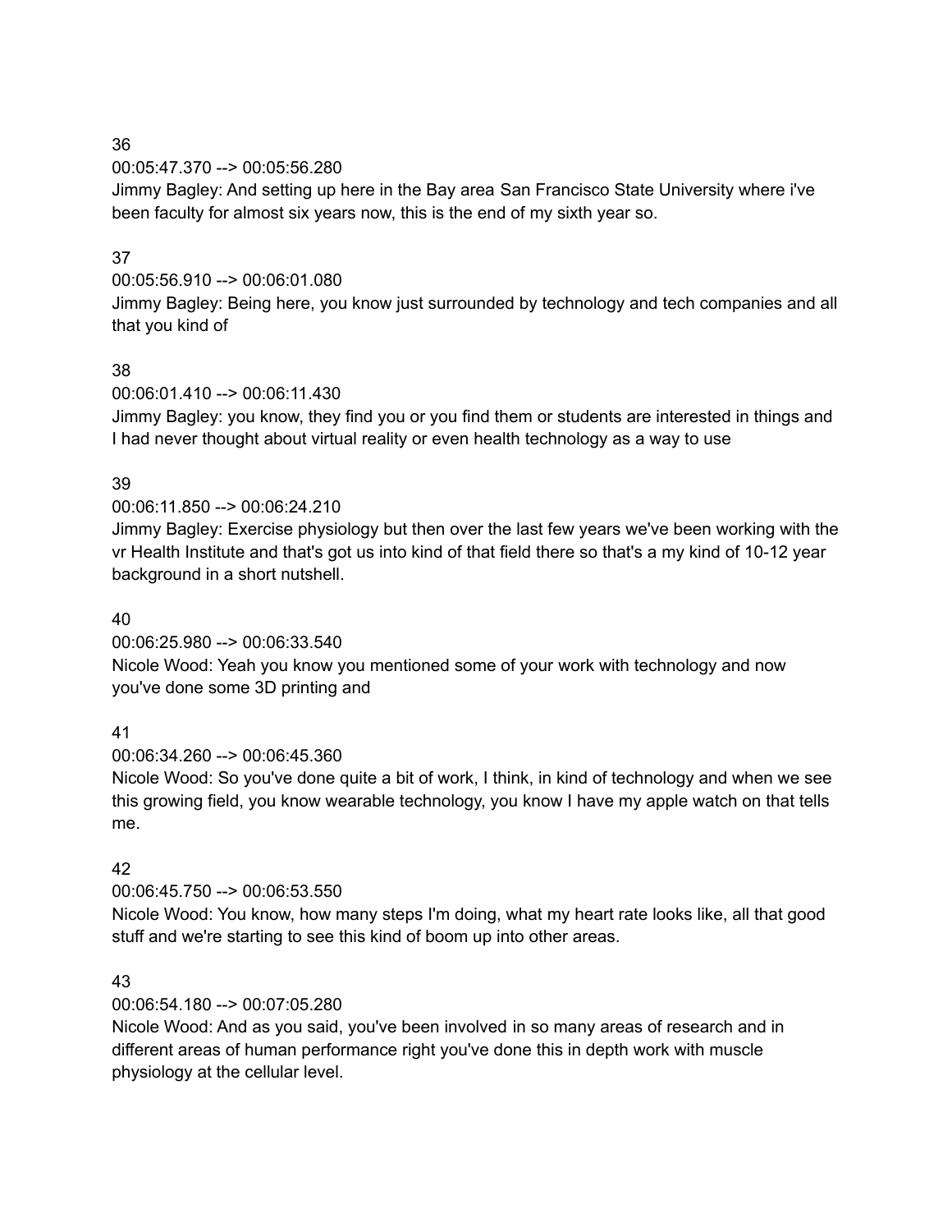36
00:05:47.370 --> 00:05:56.280
Jimmy Bagley: And setting up here in the Bay area San Francisco State University where i've been faculty for almost six years now, this is the end of my sixth year so.

37
00:05:56.910 --> 00:06:01.080
Jimmy Bagley: Being here, you know just surrounded by technology and tech companies and all that you kind of

38
00:06:01.410 --> 00:06:11.430
Jimmy Bagley: you know, they find you or you find them or students are interested in things and I had never thought about virtual reality or even health technology as a way to use

39
00:06:11.850 --> 00:06:24.210
Jimmy Bagley: Exercise physiology but then over the last few years we've been working with the vr Health Institute and that's got us into kind of that field there so that's a my kind of 10-12 year background in a short nutshell.

40
00:06:25.980 --> 00:06:33.540
Nicole Wood: Yeah you know you mentioned some of your work with technology and now you've done some 3D printing and

41
00:06:34.260 --> 00:06:45.360
Nicole Wood: So you've done quite a bit of work, I think, in kind of technology and when we see this growing field, you know wearable technology, you know I have my apple watch on that tells me.

42
00:06:45.750 --> 00:06:53.550
Nicole Wood: You know, how many steps I'm doing, what my heart rate looks like, all that good stuff and we're starting to see this kind of boom up into other areas.

43
00:06:54.180 --> 00:07:05.280
Nicole Wood: And as you said, you've been involved in so many areas of research and in different areas of human performance right you've done this in depth work with muscle physiology at the cellular level.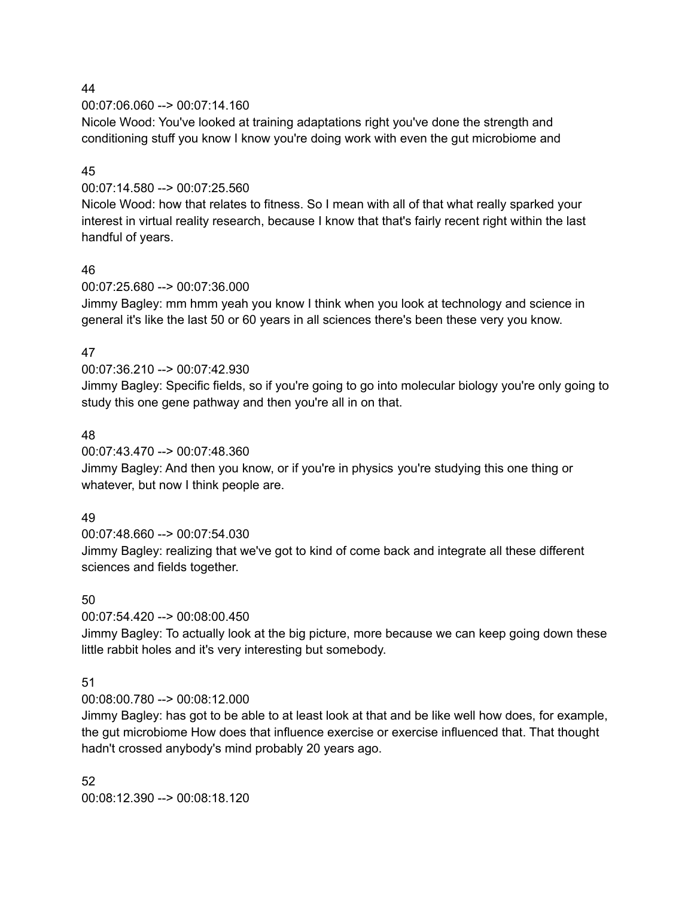44
00:07:06.060 --> 00:07:14.160
Nicole Wood: You've looked at training adaptations right you've done the strength and conditioning stuff you know I know you're doing work with even the gut microbiome and

45
00:07:14.580 --> 00:07:25.560
Nicole Wood: how that relates to fitness. So I mean with all of that what really sparked your interest in virtual reality research, because I know that that's fairly recent right within the last handful of years.

46
00:07:25.680 --> 00:07:36.000
Jimmy Bagley: mm hmm yeah you know I think when you look at technology and science in general it's like the last 50 or 60 years in all sciences there's been these very you know.

47
00:07:36.210 --> 00:07:42.930
Jimmy Bagley: Specific fields, so if you're going to go into molecular biology you're only going to study this one gene pathway and then you're all in on that.

48
00:07:43.470 --> 00:07:48.360
Jimmy Bagley: And then you know, or if you're in physics you're studying this one thing or whatever, but now I think people are.

49
00:07:48.660 --> 00:07:54.030
Jimmy Bagley: realizing that we've got to kind of come back and integrate all these different sciences and fields together.

50
00:07:54.420 --> 00:08:00.450
Jimmy Bagley: To actually look at the big picture, more because we can keep going down these little rabbit holes and it's very interesting but somebody.

51
00:08:00.780 --> 00:08:12.000
Jimmy Bagley: has got to be able to at least look at that and be like well how does, for example, the gut microbiome How does that influence exercise or exercise influenced that. That thought hadn't crossed anybody's mind probably 20 years ago.

52
00:08:12.390 --> 00:08:18.120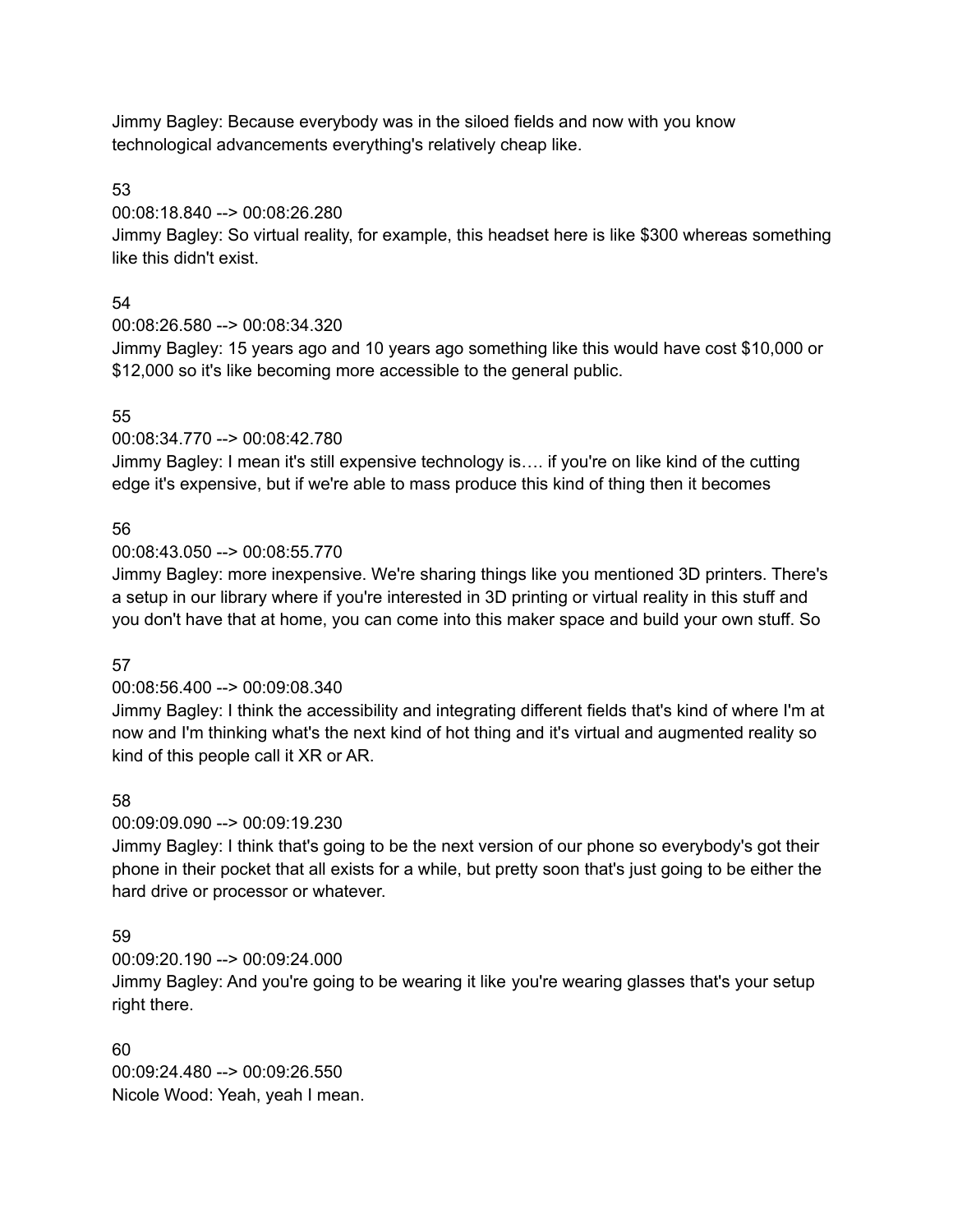Jimmy Bagley: Because everybody was in the siloed fields and now with you know technological advancements everything's relatively cheap like.

53
00:08:18.840 --> 00:08:26.280
Jimmy Bagley: So virtual reality, for example, this headset here is like $300 whereas something like this didn't exist.

54
00:08:26.580 --> 00:08:34.320
Jimmy Bagley: 15 years ago and 10 years ago something like this would have cost $10,000 or $12,000 so it's like becoming more accessible to the general public.

55
00:08:34.770 --> 00:08:42.780
Jimmy Bagley: I mean it's still expensive technology is…. if you're on like kind of the cutting edge it's expensive, but if we're able to mass produce this kind of thing then it becomes

56
00:08:43.050 --> 00:08:55.770
Jimmy Bagley: more inexpensive. We're sharing things like you mentioned 3D printers. There's a setup in our library where if you're interested in 3D printing or virtual reality in this stuff and you don't have that at home, you can come into this maker space and build your own stuff. So

57
00:08:56.400 --> 00:09:08.340
Jimmy Bagley: I think the accessibility and integrating different fields that's kind of where I'm at now and I'm thinking what's the next kind of hot thing and it's virtual and augmented reality so kind of this people call it XR or AR.

58
00:09:09.090 --> 00:09:19.230
Jimmy Bagley: I think that's going to be the next version of our phone so everybody's got their phone in their pocket that all exists for a while, but pretty soon that's just going to be either the hard drive or processor or whatever.

59
00:09:20.190 --> 00:09:24.000
Jimmy Bagley: And you're going to be wearing it like you're wearing glasses that's your setup right there.

60
00:09:24.480 --> 00:09:26.550
Nicole Wood: Yeah, yeah I mean.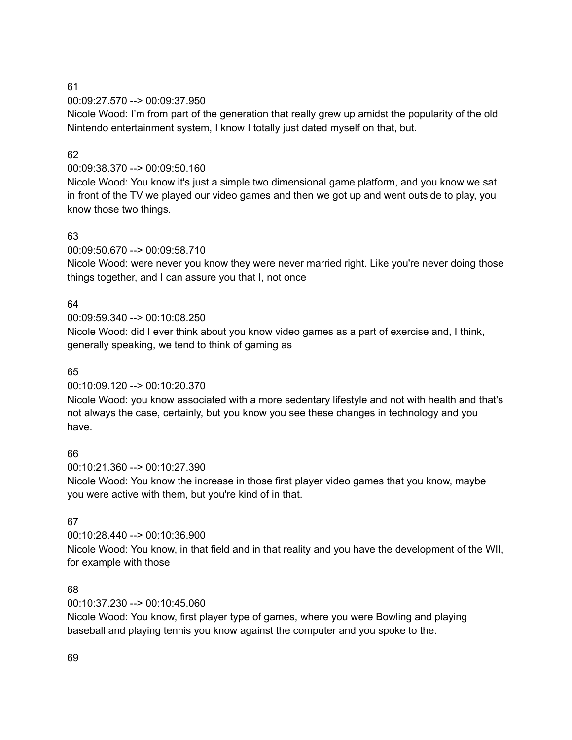61
00:09:27.570 --> 00:09:37.950
Nicole Wood: I'm from part of the generation that really grew up amidst the popularity of the old Nintendo entertainment system, I know I totally just dated myself on that, but.

62
00:09:38.370 --> 00:09:50.160
Nicole Wood: You know it's just a simple two dimensional game platform, and you know we sat in front of the TV we played our video games and then we got up and went outside to play, you know those two things.

63
00:09:50.670 --> 00:09:58.710
Nicole Wood: were never you know they were never married right. Like you're never doing those things together, and I can assure you that I, not once

64
00:09:59.340 --> 00:10:08.250
Nicole Wood: did I ever think about you know video games as a part of exercise and, I think, generally speaking, we tend to think of gaming as

65
00:10:09.120 --> 00:10:20.370
Nicole Wood: you know associated with a more sedentary lifestyle and not with health and that's not always the case, certainly, but you know you see these changes in technology and you have.

66
00:10:21.360 --> 00:10:27.390
Nicole Wood: You know the increase in those first player video games that you know, maybe you were active with them, but you're kind of in that.

67
00:10:28.440 --> 00:10:36.900
Nicole Wood: You know, in that field and in that reality and you have the development of the WII, for example with those

68
00:10:37.230 --> 00:10:45.060
Nicole Wood: You know, first player type of games, where you were Bowling and playing baseball and playing tennis you know against the computer and you spoke to the.

69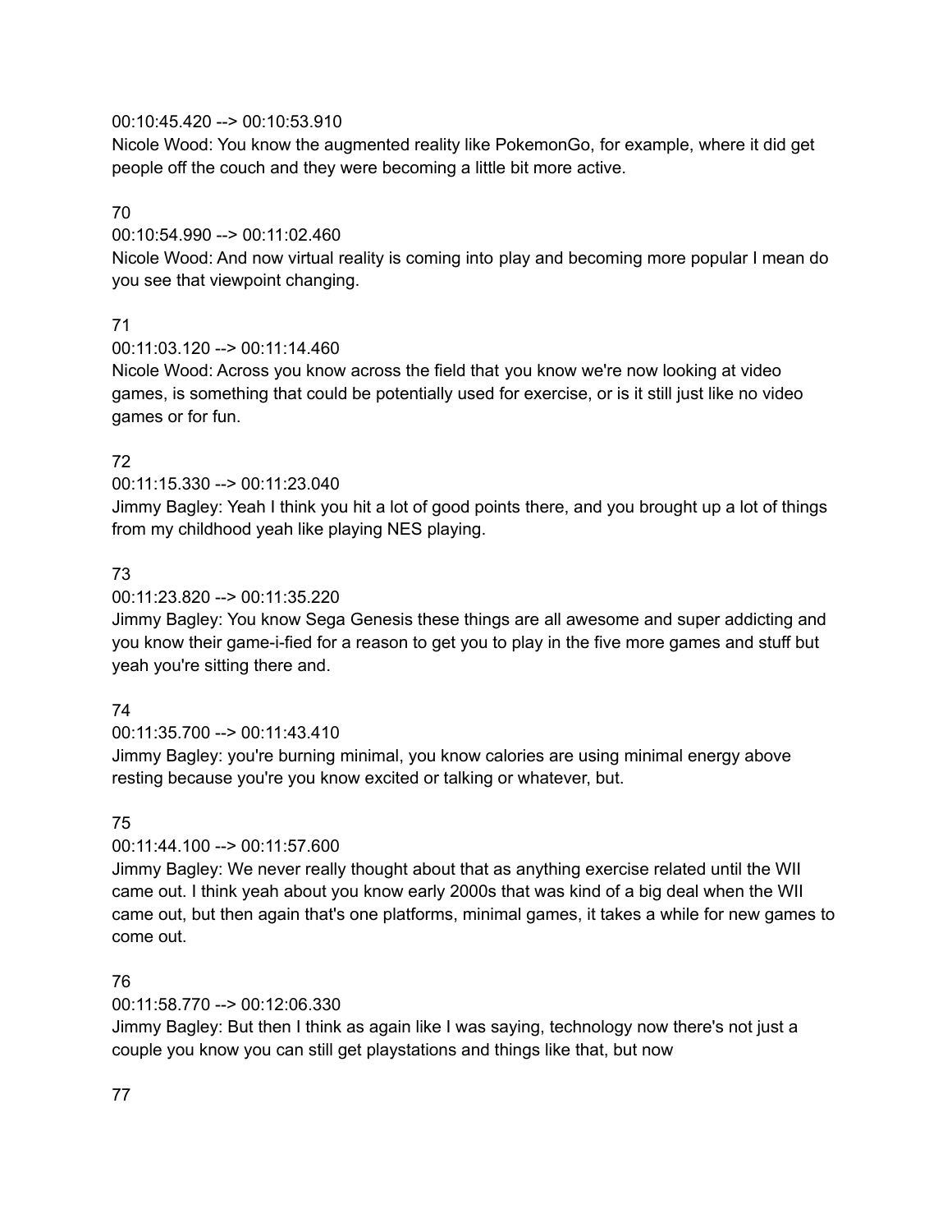00:10:45.420 --> 00:10:53.910
Nicole Wood: You know the augmented reality like PokemonGo, for example, where it did get people off the couch and they were becoming a little bit more active.

70
00:10:54.990 --> 00:11:02.460
Nicole Wood: And now virtual reality is coming into play and becoming more popular I mean do you see that viewpoint changing.

71
00:11:03.120 --> 00:11:14.460
Nicole Wood: Across you know across the field that you know we're now looking at video games, is something that could be potentially used for exercise, or is it still just like no video games or for fun.

72
00:11:15.330 --> 00:11:23.040
Jimmy Bagley: Yeah I think you hit a lot of good points there, and you brought up a lot of things from my childhood yeah like playing NES playing.

73
00:11:23.820 --> 00:11:35.220
Jimmy Bagley: You know Sega Genesis these things are all awesome and super addicting and you know their game-i-fied for a reason to get you to play in the five more games and stuff but yeah you're sitting there and.

74
00:11:35.700 --> 00:11:43.410
Jimmy Bagley: you're burning minimal, you know calories are using minimal energy above resting because you're you know excited or talking or whatever, but.

75
00:11:44.100 --> 00:11:57.600
Jimmy Bagley: We never really thought about that as anything exercise related until the WII came out. I think yeah about you know early 2000s that was kind of a big deal when the WII came out, but then again that's one platforms, minimal games, it takes a while for new games to come out.

76
00:11:58.770 --> 00:12:06.330
Jimmy Bagley: But then I think as again like I was saying, technology now there's not just a couple you know you can still get playstations and things like that, but now

77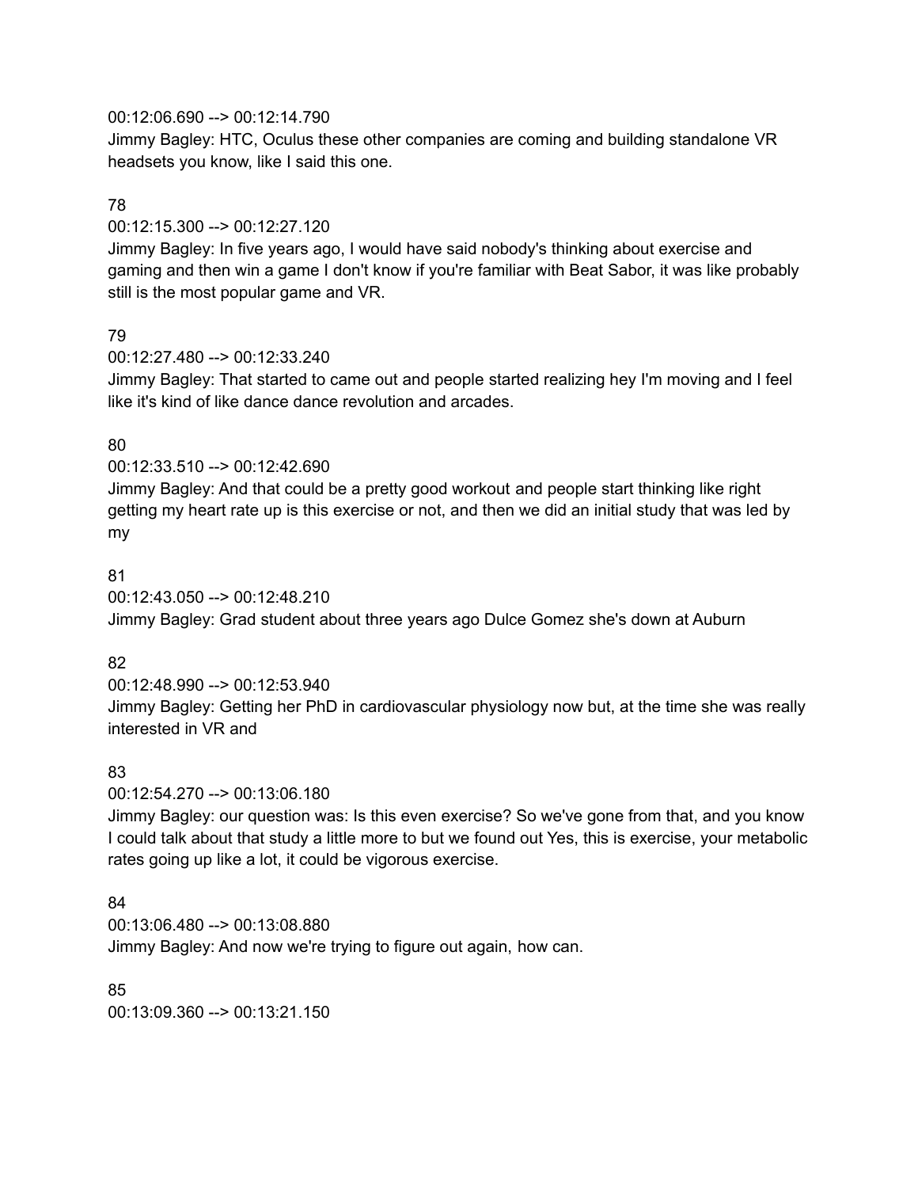00:12:06.690 --> 00:12:14.790
Jimmy Bagley: HTC, Oculus these other companies are coming and building standalone VR headsets you know, like I said this one.

78
00:12:15.300 --> 00:12:27.120
Jimmy Bagley: In five years ago, I would have said nobody's thinking about exercise and gaming and then win a game I don't know if you're familiar with Beat Sabor, it was like probably still is the most popular game and VR.

79
00:12:27.480 --> 00:12:33.240
Jimmy Bagley: That started to came out and people started realizing hey I'm moving and I feel like it's kind of like dance dance revolution and arcades.

80
00:12:33.510 --> 00:12:42.690
Jimmy Bagley: And that could be a pretty good workout and people start thinking like right getting my heart rate up is this exercise or not, and then we did an initial study that was led by my

81
00:12:43.050 --> 00:12:48.210
Jimmy Bagley: Grad student about three years ago Dulce Gomez she's down at Auburn

82
00:12:48.990 --> 00:12:53.940
Jimmy Bagley: Getting her PhD in cardiovascular physiology now but, at the time she was really interested in VR and

83
00:12:54.270 --> 00:13:06.180
Jimmy Bagley: our question was: Is this even exercise? So we've gone from that, and you know I could talk about that study a little more to but we found out Yes, this is exercise, your metabolic rates going up like a lot, it could be vigorous exercise.

84
00:13:06.480 --> 00:13:08.880
Jimmy Bagley: And now we're trying to figure out again, how can.

85
00:13:09.360 --> 00:13:21.150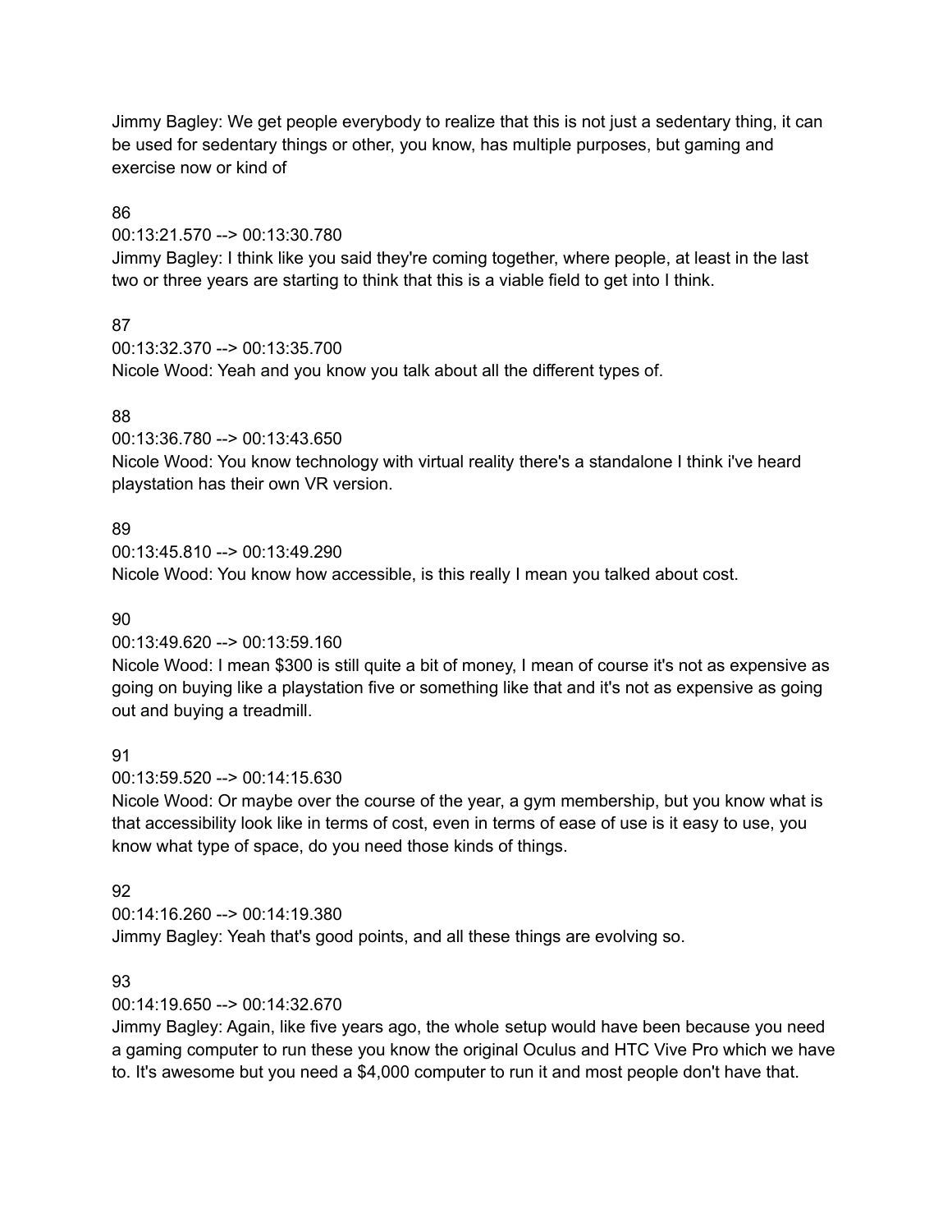Jimmy Bagley: We get people everybody to realize that this is not just a sedentary thing, it can be used for sedentary things or other, you know, has multiple purposes, but gaming and exercise now or kind of

86
00:13:21.570 --> 00:13:30.780
Jimmy Bagley: I think like you said they're coming together, where people, at least in the last two or three years are starting to think that this is a viable field to get into I think.

87
00:13:32.370 --> 00:13:35.700
Nicole Wood: Yeah and you know you talk about all the different types of.

88
00:13:36.780 --> 00:13:43.650
Nicole Wood: You know technology with virtual reality there's a standalone I think i've heard playstation has their own VR version.

89
00:13:45.810 --> 00:13:49.290
Nicole Wood: You know how accessible, is this really I mean you talked about cost.

90
00:13:49.620 --> 00:13:59.160
Nicole Wood: I mean $300 is still quite a bit of money, I mean of course it's not as expensive as going on buying like a playstation five or something like that and it's not as expensive as going out and buying a treadmill.

91
00:13:59.520 --> 00:14:15.630
Nicole Wood: Or maybe over the course of the year, a gym membership, but you know what is that accessibility look like in terms of cost, even in terms of ease of use is it easy to use, you know what type of space, do you need those kinds of things.

92
00:14:16.260 --> 00:14:19.380
Jimmy Bagley: Yeah that's good points, and all these things are evolving so.

93
00:14:19.650 --> 00:14:32.670
Jimmy Bagley: Again, like five years ago, the whole setup would have been because you need a gaming computer to run these you know the original Oculus and HTC Vive Pro which we have to. It's awesome but you need a $4,000 computer to run it and most people don't have that.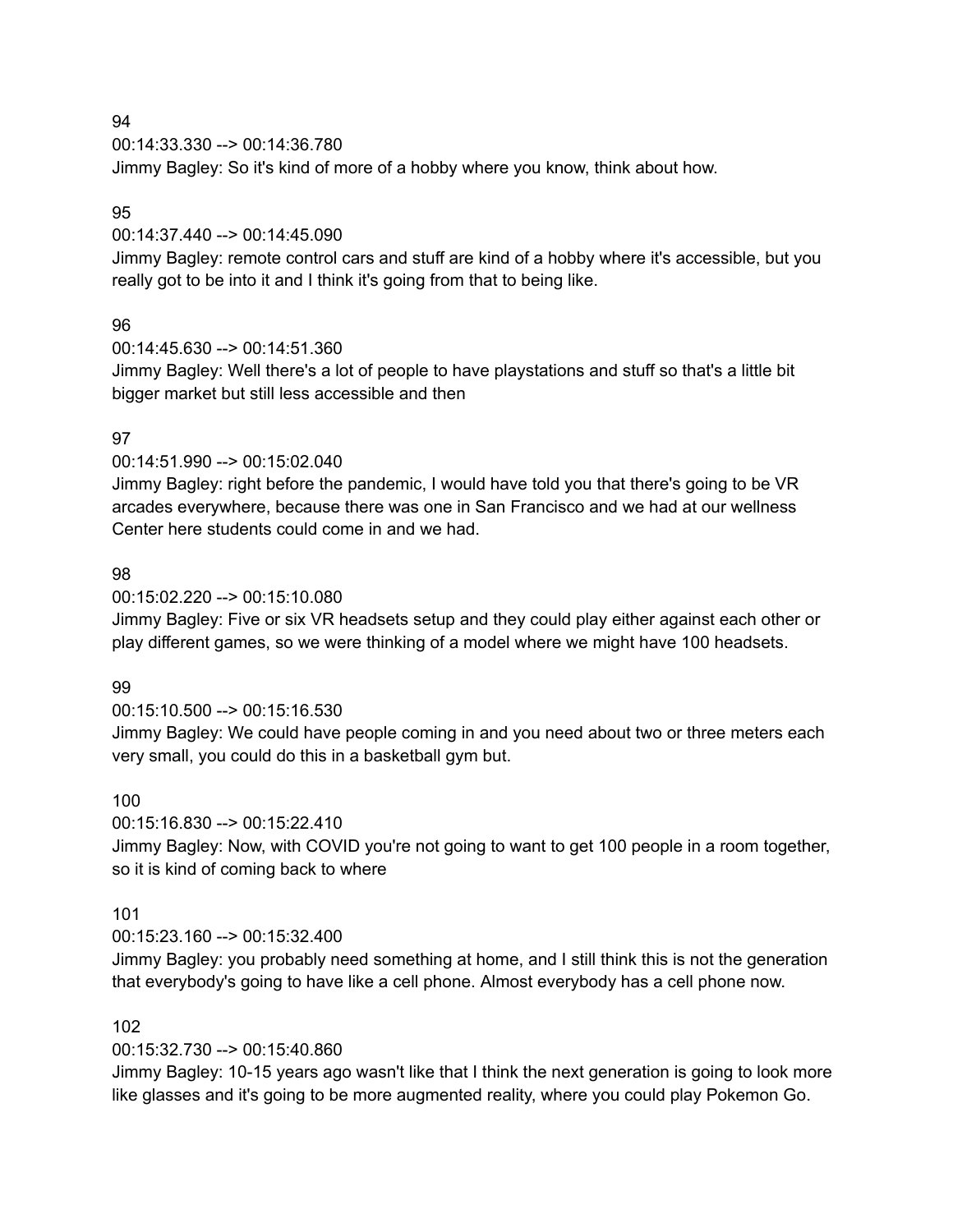94
00:14:33.330 --> 00:14:36.780
Jimmy Bagley: So it's kind of more of a hobby where you know, think about how.

95
00:14:37.440 --> 00:14:45.090
Jimmy Bagley: remote control cars and stuff are kind of a hobby where it's accessible, but you really got to be into it and I think it's going from that to being like.

96
00:14:45.630 --> 00:14:51.360
Jimmy Bagley: Well there's a lot of people to have playstations and stuff so that's a little bit bigger market but still less accessible and then

97
00:14:51.990 --> 00:15:02.040
Jimmy Bagley: right before the pandemic, I would have told you that there's going to be VR arcades everywhere, because there was one in San Francisco and we had at our wellness Center here students could come in and we had.

98
00:15:02.220 --> 00:15:10.080
Jimmy Bagley: Five or six VR headsets setup and they could play either against each other or play different games, so we were thinking of a model where we might have 100 headsets.

99
00:15:10.500 --> 00:15:16.530
Jimmy Bagley: We could have people coming in and you need about two or three meters each very small, you could do this in a basketball gym but.

100
00:15:16.830 --> 00:15:22.410
Jimmy Bagley: Now, with COVID you're not going to want to get 100 people in a room together, so it is kind of coming back to where

101
00:15:23.160 --> 00:15:32.400
Jimmy Bagley: you probably need something at home, and I still think this is not the generation that everybody's going to have like a cell phone. Almost everybody has a cell phone now.

102
00:15:32.730 --> 00:15:40.860
Jimmy Bagley: 10-15 years ago wasn't like that I think the next generation is going to look more like glasses and it's going to be more augmented reality, where you could play Pokemon Go.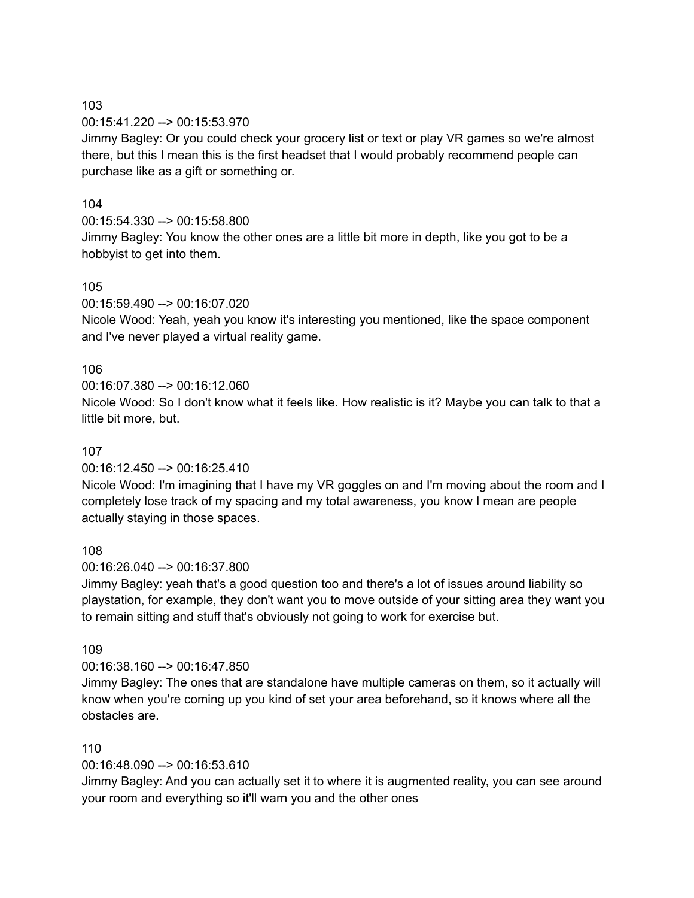103
00:15:41.220 --> 00:15:53.970
Jimmy Bagley: Or you could check your grocery list or text or play VR games so we're almost there, but this I mean this is the first headset that I would probably recommend people can purchase like as a gift or something or.

104
00:15:54.330 --> 00:15:58.800
Jimmy Bagley: You know the other ones are a little bit more in depth, like you got to be a hobbyist to get into them.

105
00:15:59.490 --> 00:16:07.020
Nicole Wood: Yeah, yeah you know it's interesting you mentioned, like the space component and I've never played a virtual reality game.

106
00:16:07.380 --> 00:16:12.060
Nicole Wood: So I don't know what it feels like. How realistic is it? Maybe you can talk to that a little bit more, but.

107
00:16:12.450 --> 00:16:25.410
Nicole Wood: I'm imagining that I have my VR goggles on and I'm moving about the room and I completely lose track of my spacing and my total awareness, you know I mean are people actually staying in those spaces.

108
00:16:26.040 --> 00:16:37.800
Jimmy Bagley: yeah that's a good question too and there's a lot of issues around liability so playstation, for example, they don't want you to move outside of your sitting area they want you to remain sitting and stuff that's obviously not going to work for exercise but.

109
00:16:38.160 --> 00:16:47.850
Jimmy Bagley: The ones that are standalone have multiple cameras on them, so it actually will know when you're coming up you kind of set your area beforehand, so it knows where all the obstacles are.

110
00:16:48.090 --> 00:16:53.610
Jimmy Bagley: And you can actually set it to where it is augmented reality, you can see around your room and everything so it'll warn you and the other ones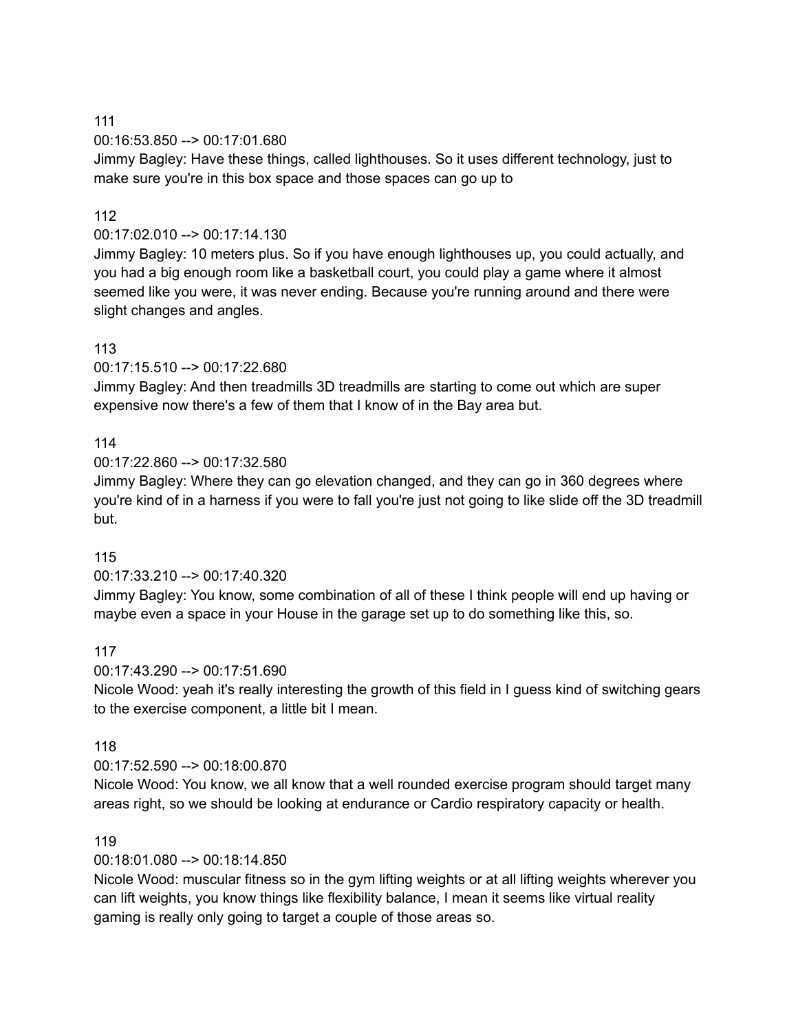111
00:16:53.850 --> 00:17:01.680
Jimmy Bagley: Have these things, called lighthouses. So it uses different technology, just to make sure you're in this box space and those spaces can go up to

112
00:17:02.010 --> 00:17:14.130
Jimmy Bagley: 10 meters plus. So if you have enough lighthouses up, you could actually, and you had a big enough room like a basketball court, you could play a game where it almost seemed like you were, it was never ending. Because you're running around and there were slight changes and angles.

113
00:17:15.510 --> 00:17:22.680
Jimmy Bagley: And then treadmills 3D treadmills are starting to come out which are super expensive now there's a few of them that I know of in the Bay area but.

114
00:17:22.860 --> 00:17:32.580
Jimmy Bagley: Where they can go elevation changed, and they can go in 360 degrees where you're kind of in a harness if you were to fall you're just not going to like slide off the 3D treadmill but.

115
00:17:33.210 --> 00:17:40.320
Jimmy Bagley: You know, some combination of all of these I think people will end up having or maybe even a space in your House in the garage set up to do something like this, so.

117
00:17:43.290 --> 00:17:51.690
Nicole Wood: yeah it's really interesting the growth of this field in I guess kind of switching gears to the exercise component, a little bit I mean.

118
00:17:52.590 --> 00:18:00.870
Nicole Wood: You know, we all know that a well rounded exercise program should target many areas right, so we should be looking at endurance or Cardio respiratory capacity or health.

119
00:18:01.080 --> 00:18:14.850
Nicole Wood: muscular fitness so in the gym lifting weights or at all lifting weights wherever you can lift weights, you know things like flexibility balance, I mean it seems like virtual reality gaming is really only going to target a couple of those areas so.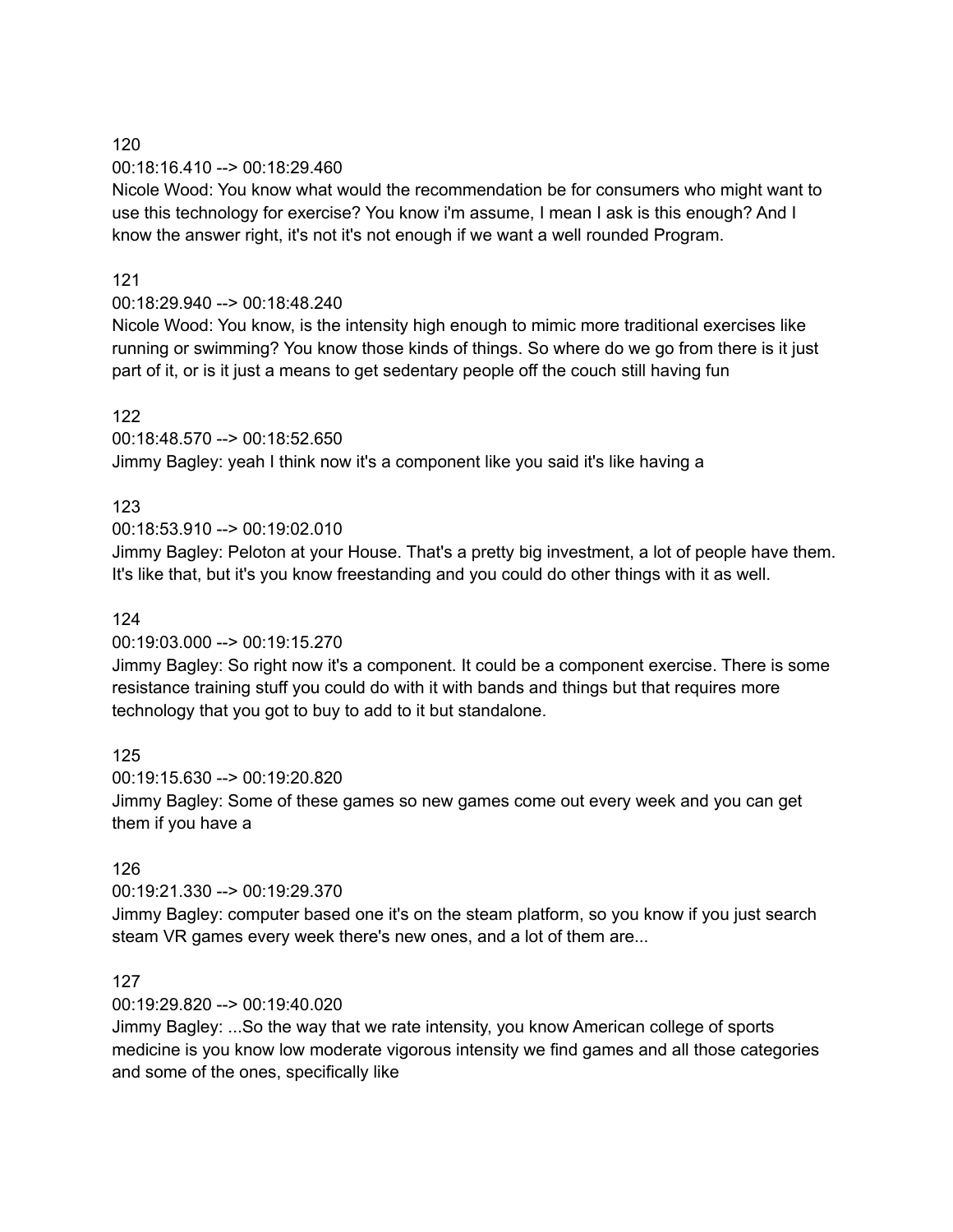120

00:18:16.410 --> 00:18:29.460

Nicole Wood: You know what would the recommendation be for consumers who might want to use this technology for exercise? You know i'm assume, I mean I ask is this enough? And I know the answer right, it's not it's not enough if we want a well rounded Program.

121

00:18:29.940 --> 00:18:48.240

Nicole Wood: You know, is the intensity high enough to mimic more traditional exercises like running or swimming? You know those kinds of things. So where do we go from there is it just part of it, or is it just a means to get sedentary people off the couch still having fun

122

00:18:48.570 --> 00:18:52.650

Jimmy Bagley: yeah I think now it's a component like you said it's like having a

123

00:18:53.910 --> 00:19:02.010

Jimmy Bagley: Peloton at your House. That's a pretty big investment, a lot of people have them. It's like that, but it's you know freestanding and you could do other things with it as well.

124

00:19:03.000 --> 00:19:15.270

Jimmy Bagley: So right now it's a component. It could be a component exercise. There is some resistance training stuff you could do with it with bands and things but that requires more technology that you got to buy to add to it but standalone.

125

00:19:15.630 --> 00:19:20.820

Jimmy Bagley: Some of these games so new games come out every week and you can get them if you have a

126

00:19:21.330 --> 00:19:29.370

Jimmy Bagley: computer based one it's on the steam platform, so you know if you just search steam VR games every week there's new ones, and a lot of them are...

127

00:19:29.820 --> 00:19:40.020

Jimmy Bagley: ...So the way that we rate intensity, you know American college of sports medicine is you know low moderate vigorous intensity we find games and all those categories and some of the ones, specifically like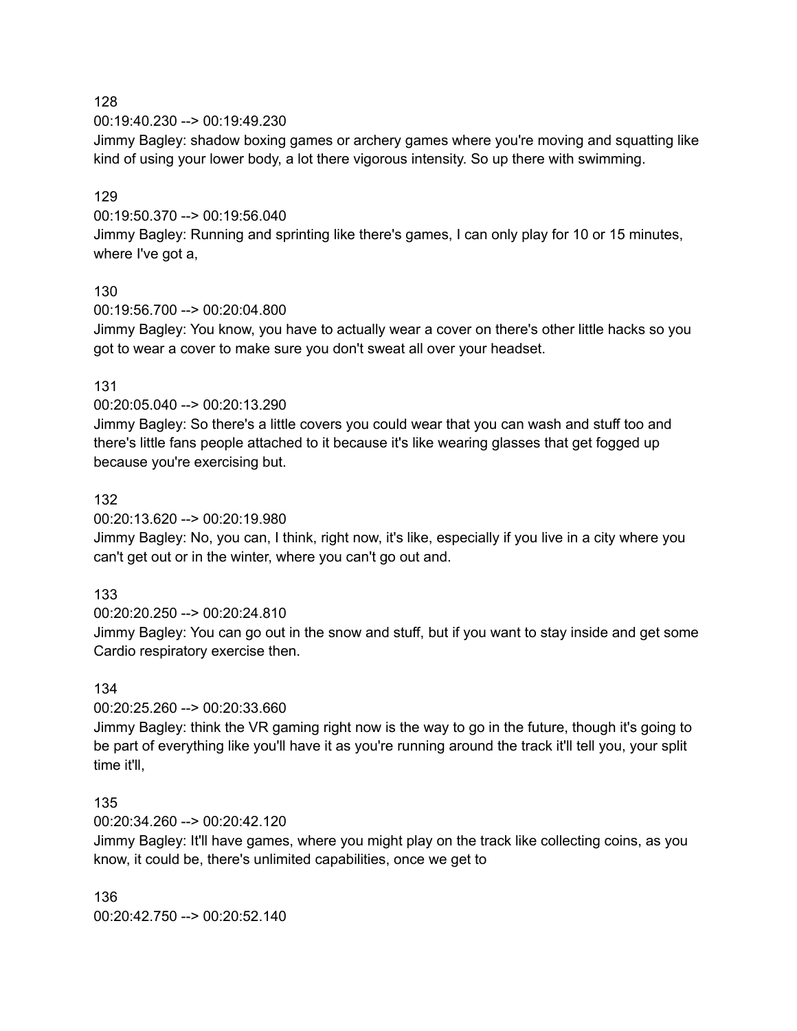128
00:19:40.230 --> 00:19:49.230
Jimmy Bagley: shadow boxing games or archery games where you're moving and squatting like kind of using your lower body, a lot there vigorous intensity. So up there with swimming.

129
00:19:50.370 --> 00:19:56.040
Jimmy Bagley: Running and sprinting like there's games, I can only play for 10 or 15 minutes, where I've got a,

130
00:19:56.700 --> 00:20:04.800
Jimmy Bagley: You know, you have to actually wear a cover on there's other little hacks so you got to wear a cover to make sure you don't sweat all over your headset.

131
00:20:05.040 --> 00:20:13.290
Jimmy Bagley: So there's a little covers you could wear that you can wash and stuff too and there's little fans people attached to it because it's like wearing glasses that get fogged up because you're exercising but.

132
00:20:13.620 --> 00:20:19.980
Jimmy Bagley: No, you can, I think, right now, it's like, especially if you live in a city where you can't get out or in the winter, where you can't go out and.

133
00:20:20.250 --> 00:20:24.810
Jimmy Bagley: You can go out in the snow and stuff, but if you want to stay inside and get some Cardio respiratory exercise then.

134
00:20:25.260 --> 00:20:33.660
Jimmy Bagley: think the VR gaming right now is the way to go in the future, though it's going to be part of everything like you'll have it as you're running around the track it'll tell you, your split time it'll,

135
00:20:34.260 --> 00:20:42.120
Jimmy Bagley: It'll have games, where you might play on the track like collecting coins, as you know, it could be, there's unlimited capabilities, once we get to

136
00:20:42.750 --> 00:20:52.140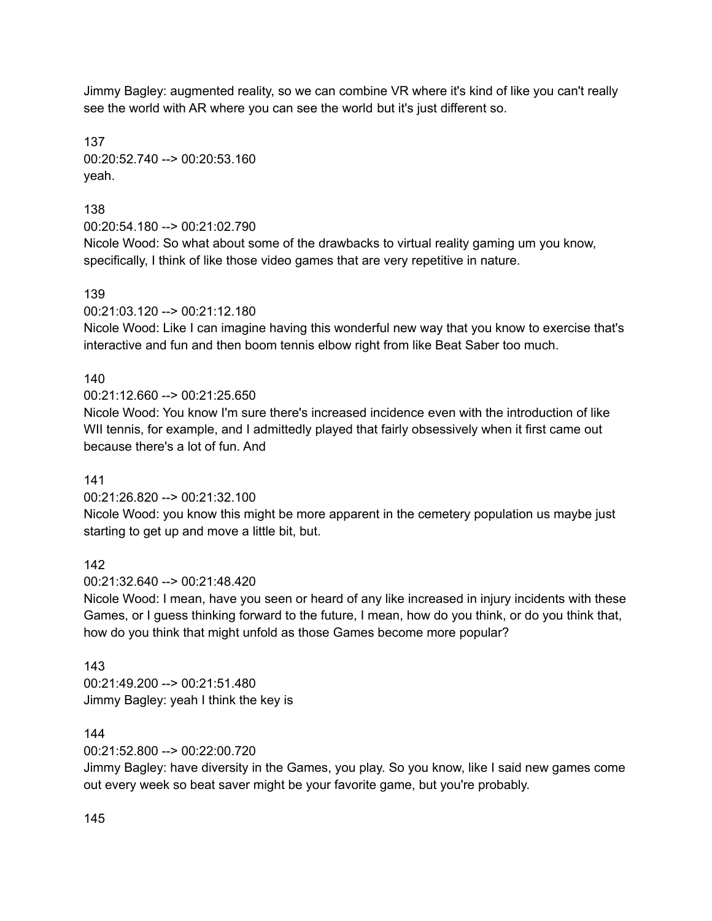Jimmy Bagley: augmented reality, so we can combine VR where it's kind of like you can't really see the world with AR where you can see the world but it's just different so.

137
00:20:52.740 --> 00:20:53.160
yeah.

138
00:20:54.180 --> 00:21:02.790
Nicole Wood: So what about some of the drawbacks to virtual reality gaming um you know, specifically, I think of like those video games that are very repetitive in nature.

139
00:21:03.120 --> 00:21:12.180
Nicole Wood: Like I can imagine having this wonderful new way that you know to exercise that's interactive and fun and then boom tennis elbow right from like Beat Saber too much.

140
00:21:12.660 --> 00:21:25.650
Nicole Wood: You know I'm sure there's increased incidence even with the introduction of like WII tennis, for example, and I admittedly played that fairly obsessively when it first came out because there's a lot of fun. And

141
00:21:26.820 --> 00:21:32.100
Nicole Wood: you know this might be more apparent in the cemetery population us maybe just starting to get up and move a little bit, but.

142
00:21:32.640 --> 00:21:48.420
Nicole Wood: I mean, have you seen or heard of any like increased in injury incidents with these Games, or I guess thinking forward to the future, I mean, how do you think, or do you think that, how do you think that might unfold as those Games become more popular?

143
00:21:49.200 --> 00:21:51.480
Jimmy Bagley: yeah I think the key is

144
00:21:52.800 --> 00:22:00.720
Jimmy Bagley: have diversity in the Games, you play. So you know, like I said new games come out every week so beat saver might be your favorite game, but you're probably.

145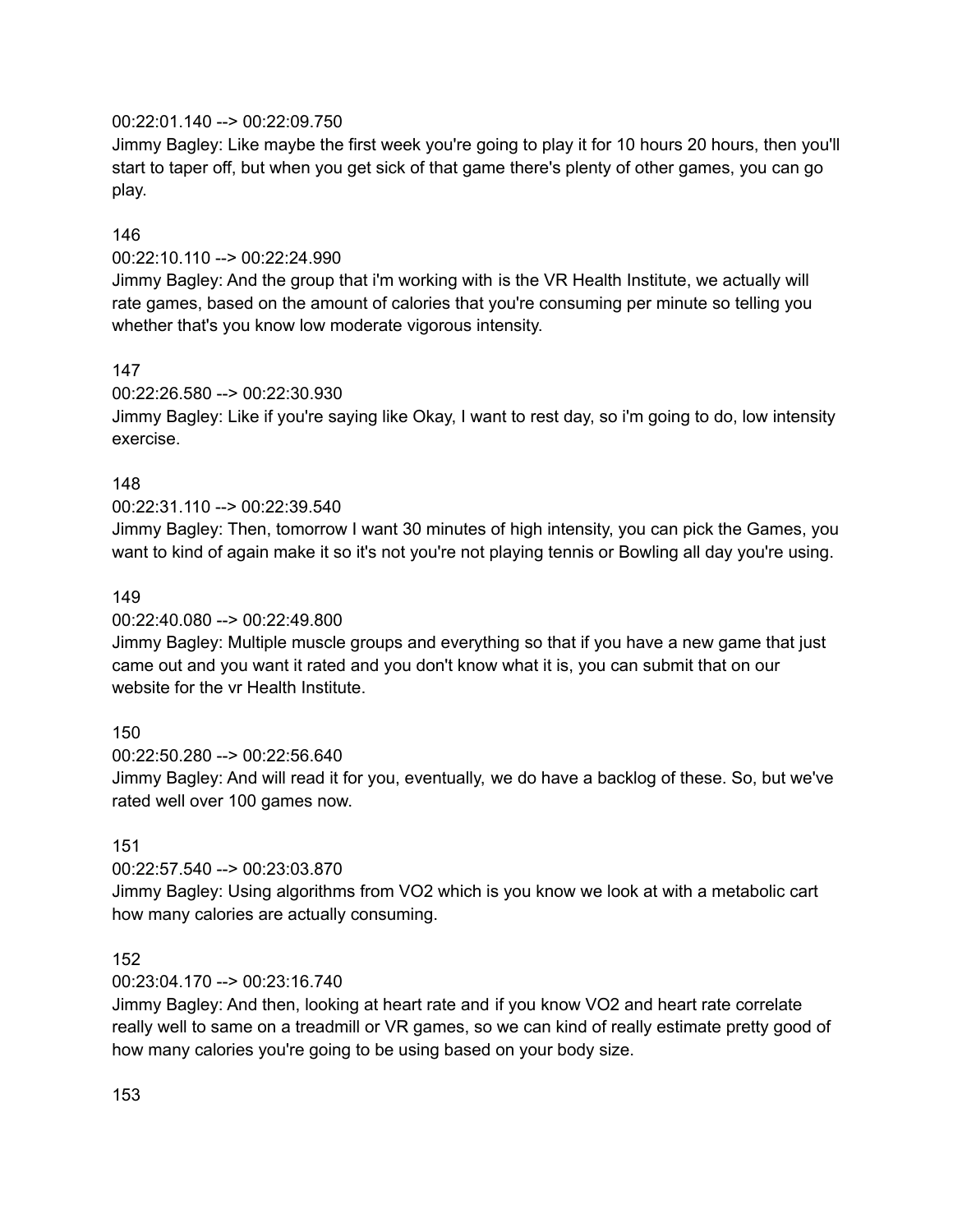00:22:01.140 --> 00:22:09.750
Jimmy Bagley: Like maybe the first week you're going to play it for 10 hours 20 hours, then you'll start to taper off, but when you get sick of that game there's plenty of other games, you can go play.

146
00:22:10.110 --> 00:22:24.990
Jimmy Bagley: And the group that i'm working with is the VR Health Institute, we actually will rate games, based on the amount of calories that you're consuming per minute so telling you whether that's you know low moderate vigorous intensity.

147
00:22:26.580 --> 00:22:30.930
Jimmy Bagley: Like if you're saying like Okay, I want to rest day, so i'm going to do, low intensity exercise.

148
00:22:31.110 --> 00:22:39.540
Jimmy Bagley: Then, tomorrow I want 30 minutes of high intensity, you can pick the Games, you want to kind of again make it so it's not you're not playing tennis or Bowling all day you're using.

149
00:22:40.080 --> 00:22:49.800
Jimmy Bagley: Multiple muscle groups and everything so that if you have a new game that just came out and you want it rated and you don't know what it is, you can submit that on our website for the vr Health Institute.

150
00:22:50.280 --> 00:22:56.640
Jimmy Bagley: And will read it for you, eventually, we do have a backlog of these. So, but we've rated well over 100 games now.

151
00:22:57.540 --> 00:23:03.870
Jimmy Bagley: Using algorithms from VO2 which is you know we look at with a metabolic cart how many calories are actually consuming.

152
00:23:04.170 --> 00:23:16.740
Jimmy Bagley: And then, looking at heart rate and if you know VO2 and heart rate correlate really well to same on a treadmill or VR games, so we can kind of really estimate pretty good of how many calories you're going to be using based on your body size.

153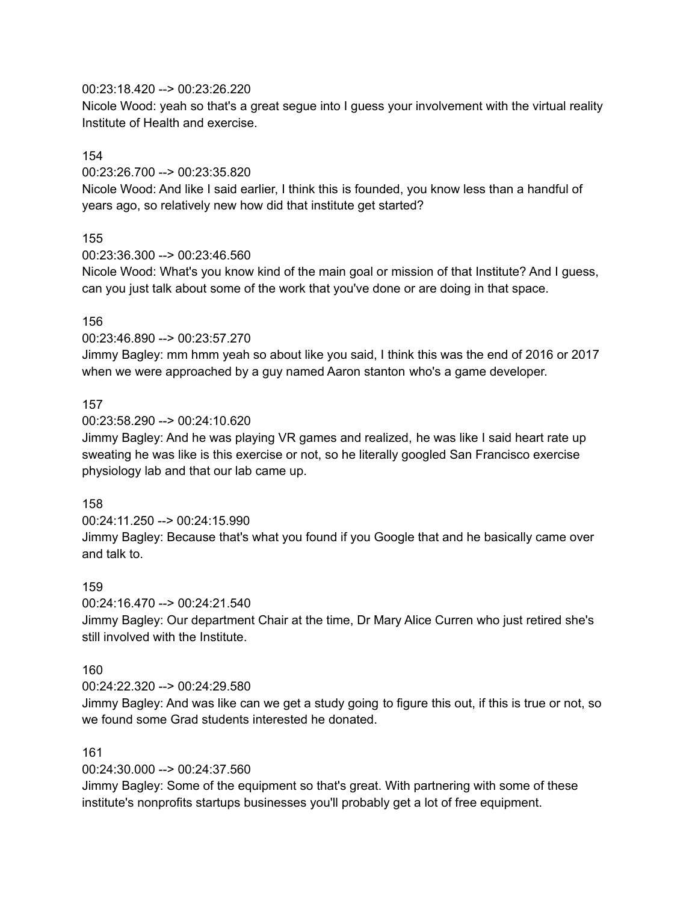00:23:18.420 --> 00:23:26.220
Nicole Wood: yeah so that's a great segue into I guess your involvement with the virtual reality Institute of Health and exercise.

154
00:23:26.700 --> 00:23:35.820
Nicole Wood: And like I said earlier, I think this is founded, you know less than a handful of years ago, so relatively new how did that institute get started?

155
00:23:36.300 --> 00:23:46.560
Nicole Wood: What's you know kind of the main goal or mission of that Institute? And I guess, can you just talk about some of the work that you've done or are doing in that space.

156
00:23:46.890 --> 00:23:57.270
Jimmy Bagley: mm hmm yeah so about like you said, I think this was the end of 2016 or 2017 when we were approached by a guy named Aaron stanton who's a game developer.

157
00:23:58.290 --> 00:24:10.620
Jimmy Bagley: And he was playing VR games and realized, he was like I said heart rate up sweating he was like is this exercise or not, so he literally googled San Francisco exercise physiology lab and that our lab came up.

158
00:24:11.250 --> 00:24:15.990
Jimmy Bagley: Because that's what you found if you Google that and he basically came over and talk to.

159
00:24:16.470 --> 00:24:21.540
Jimmy Bagley: Our department Chair at the time, Dr Mary Alice Curren who just retired she's still involved with the Institute.

160
00:24:22.320 --> 00:24:29.580
Jimmy Bagley: And was like can we get a study going to figure this out, if this is true or not, so we found some Grad students interested he donated.

161
00:24:30.000 --> 00:24:37.560
Jimmy Bagley: Some of the equipment so that's great. With partnering with some of these institute's nonprofits startups businesses you'll probably get a lot of free equipment.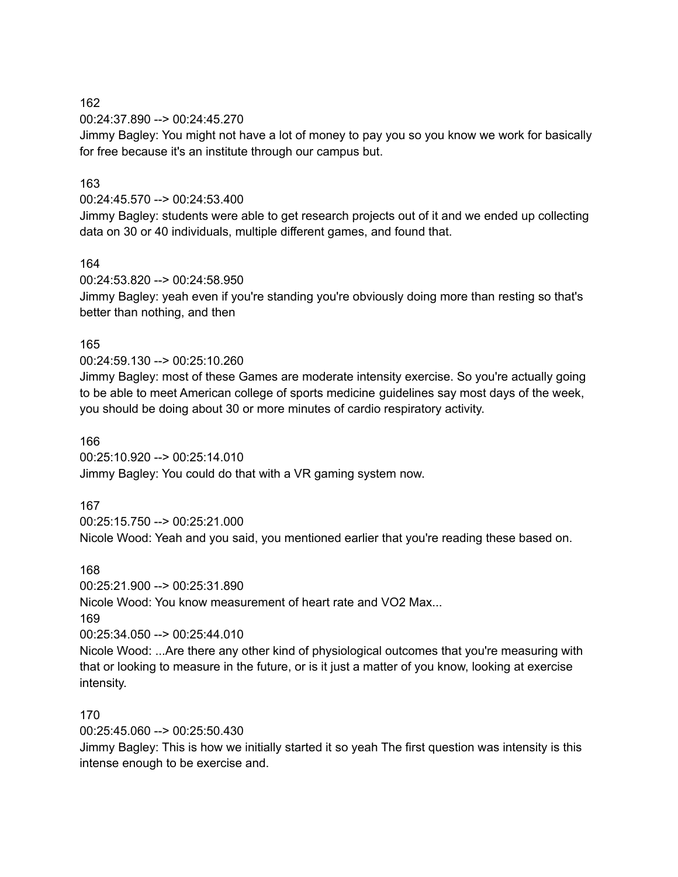162
00:24:37.890 --> 00:24:45.270
Jimmy Bagley: You might not have a lot of money to pay you so you know we work for basically for free because it's an institute through our campus but.

163
00:24:45.570 --> 00:24:53.400
Jimmy Bagley: students were able to get research projects out of it and we ended up collecting data on 30 or 40 individuals, multiple different games, and found that.

164
00:24:53.820 --> 00:24:58.950
Jimmy Bagley: yeah even if you're standing you're obviously doing more than resting so that's better than nothing, and then

165
00:24:59.130 --> 00:25:10.260
Jimmy Bagley: most of these Games are moderate intensity exercise. So you're actually going to be able to meet American college of sports medicine guidelines say most days of the week, you should be doing about 30 or more minutes of cardio respiratory activity.

166
00:25:10.920 --> 00:25:14.010
Jimmy Bagley: You could do that with a VR gaming system now.

167
00:25:15.750 --> 00:25:21.000
Nicole Wood: Yeah and you said, you mentioned earlier that you're reading these based on.

168
00:25:21.900 --> 00:25:31.890
Nicole Wood: You know measurement of heart rate and VO2 Max...

169
00:25:34.050 --> 00:25:44.010
Nicole Wood: ...Are there any other kind of physiological outcomes that you're measuring with that or looking to measure in the future, or is it just a matter of you know, looking at exercise intensity.

170
00:25:45.060 --> 00:25:50.430
Jimmy Bagley: This is how we initially started it so yeah The first question was intensity is this intense enough to be exercise and.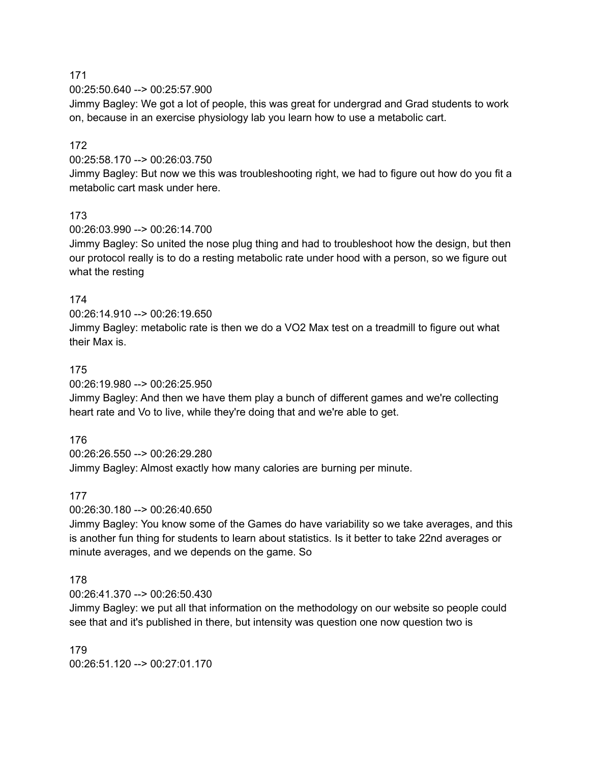171
00:25:50.640 --> 00:25:57.900
Jimmy Bagley: We got a lot of people, this was great for undergrad and Grad students to work on, because in an exercise physiology lab you learn how to use a metabolic cart.

172
00:25:58.170 --> 00:26:03.750
Jimmy Bagley: But now we this was troubleshooting right, we had to figure out how do you fit a metabolic cart mask under here.

173
00:26:03.990 --> 00:26:14.700
Jimmy Bagley: So united the nose plug thing and had to troubleshoot how the design, but then our protocol really is to do a resting metabolic rate under hood with a person, so we figure out what the resting

174
00:26:14.910 --> 00:26:19.650
Jimmy Bagley: metabolic rate is then we do a VO2 Max test on a treadmill to figure out what their Max is.

175
00:26:19.980 --> 00:26:25.950
Jimmy Bagley: And then we have them play a bunch of different games and we're collecting heart rate and Vo to live, while they're doing that and we're able to get.

176
00:26:26.550 --> 00:26:29.280
Jimmy Bagley: Almost exactly how many calories are burning per minute.

177
00:26:30.180 --> 00:26:40.650
Jimmy Bagley: You know some of the Games do have variability so we take averages, and this is another fun thing for students to learn about statistics. Is it better to take 22nd averages or minute averages, and we depends on the game. So

178
00:26:41.370 --> 00:26:50.430
Jimmy Bagley: we put all that information on the methodology on our website so people could see that and it's published in there, but intensity was question one now question two is

179
00:26:51.120 --> 00:27:01.170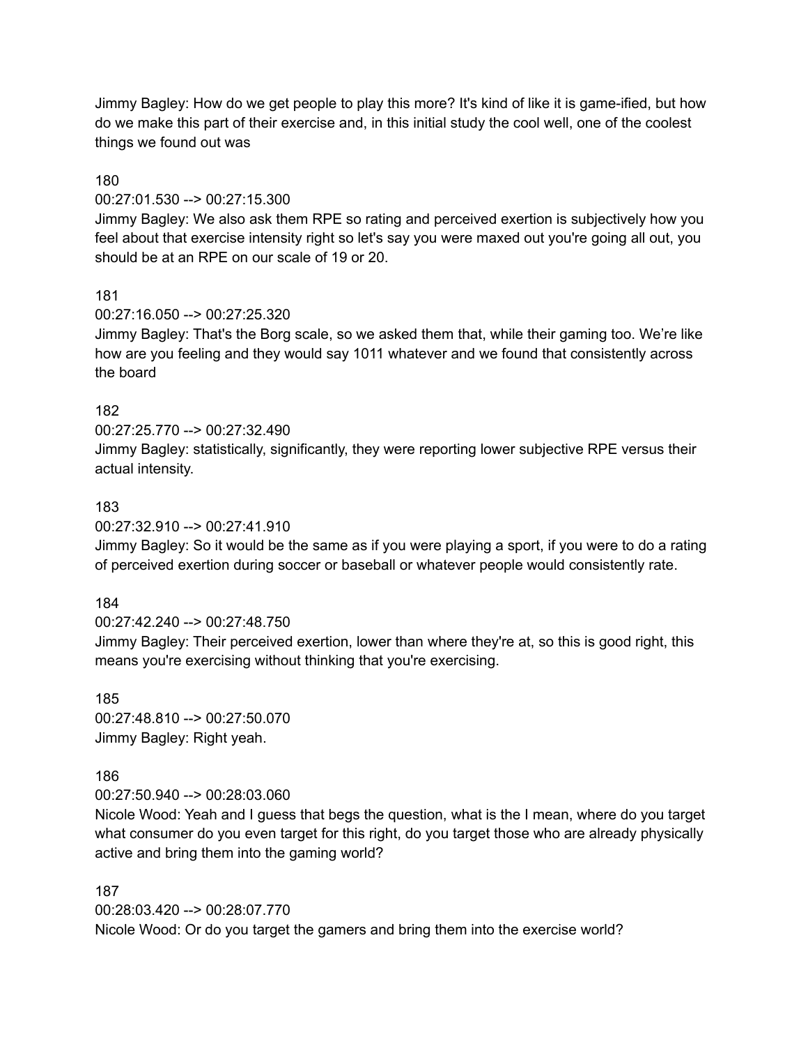Jimmy Bagley: How do we get people to play this more? It's kind of like it is game-ified, but how do we make this part of their exercise and, in this initial study the cool well, one of the coolest things we found out was

180
00:27:01.530 --> 00:27:15.300
Jimmy Bagley: We also ask them RPE so rating and perceived exertion is subjectively how you feel about that exercise intensity right so let's say you were maxed out you're going all out, you should be at an RPE on our scale of 19 or 20.

181
00:27:16.050 --> 00:27:25.320
Jimmy Bagley: That's the Borg scale, so we asked them that, while their gaming too. We're like how are you feeling and they would say 1011 whatever and we found that consistently across the board

182
00:27:25.770 --> 00:27:32.490
Jimmy Bagley: statistically, significantly, they were reporting lower subjective RPE versus their actual intensity.

183
00:27:32.910 --> 00:27:41.910
Jimmy Bagley: So it would be the same as if you were playing a sport, if you were to do a rating of perceived exertion during soccer or baseball or whatever people would consistently rate.

184
00:27:42.240 --> 00:27:48.750
Jimmy Bagley: Their perceived exertion, lower than where they're at, so this is good right, this means you're exercising without thinking that you're exercising.

185
00:27:48.810 --> 00:27:50.070
Jimmy Bagley: Right yeah.

186
00:27:50.940 --> 00:28:03.060
Nicole Wood: Yeah and I guess that begs the question, what is the I mean, where do you target what consumer do you even target for this right, do you target those who are already physically active and bring them into the gaming world?

187
00:28:03.420 --> 00:28:07.770
Nicole Wood: Or do you target the gamers and bring them into the exercise world?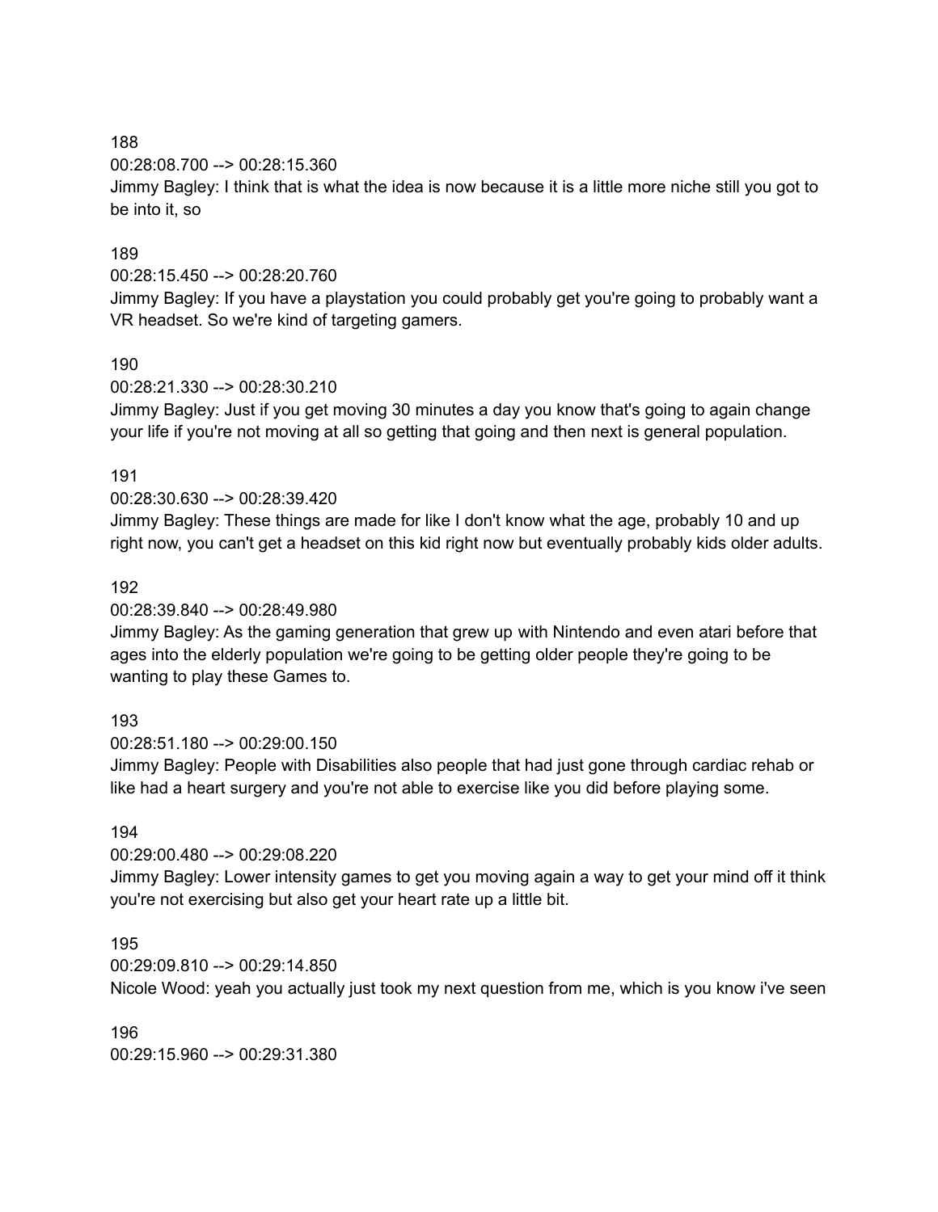188
00:28:08.700 --> 00:28:15.360
Jimmy Bagley: I think that is what the idea is now because it is a little more niche still you got to be into it, so

189
00:28:15.450 --> 00:28:20.760
Jimmy Bagley: If you have a playstation you could probably get you're going to probably want a VR headset. So we're kind of targeting gamers.

190
00:28:21.330 --> 00:28:30.210
Jimmy Bagley: Just if you get moving 30 minutes a day you know that's going to again change your life if you're not moving at all so getting that going and then next is general population.

191
00:28:30.630 --> 00:28:39.420
Jimmy Bagley: These things are made for like I don't know what the age, probably 10 and up right now, you can't get a headset on this kid right now but eventually probably kids older adults.

192
00:28:39.840 --> 00:28:49.980
Jimmy Bagley: As the gaming generation that grew up with Nintendo and even atari before that ages into the elderly population we're going to be getting older people they're going to be wanting to play these Games to.

193
00:28:51.180 --> 00:29:00.150
Jimmy Bagley: People with Disabilities also people that had just gone through cardiac rehab or like had a heart surgery and you're not able to exercise like you did before playing some.

194
00:29:00.480 --> 00:29:08.220
Jimmy Bagley: Lower intensity games to get you moving again a way to get your mind off it think you're not exercising but also get your heart rate up a little bit.

195
00:29:09.810 --> 00:29:14.850
Nicole Wood: yeah you actually just took my next question from me, which is you know i've seen

196
00:29:15.960 --> 00:29:31.380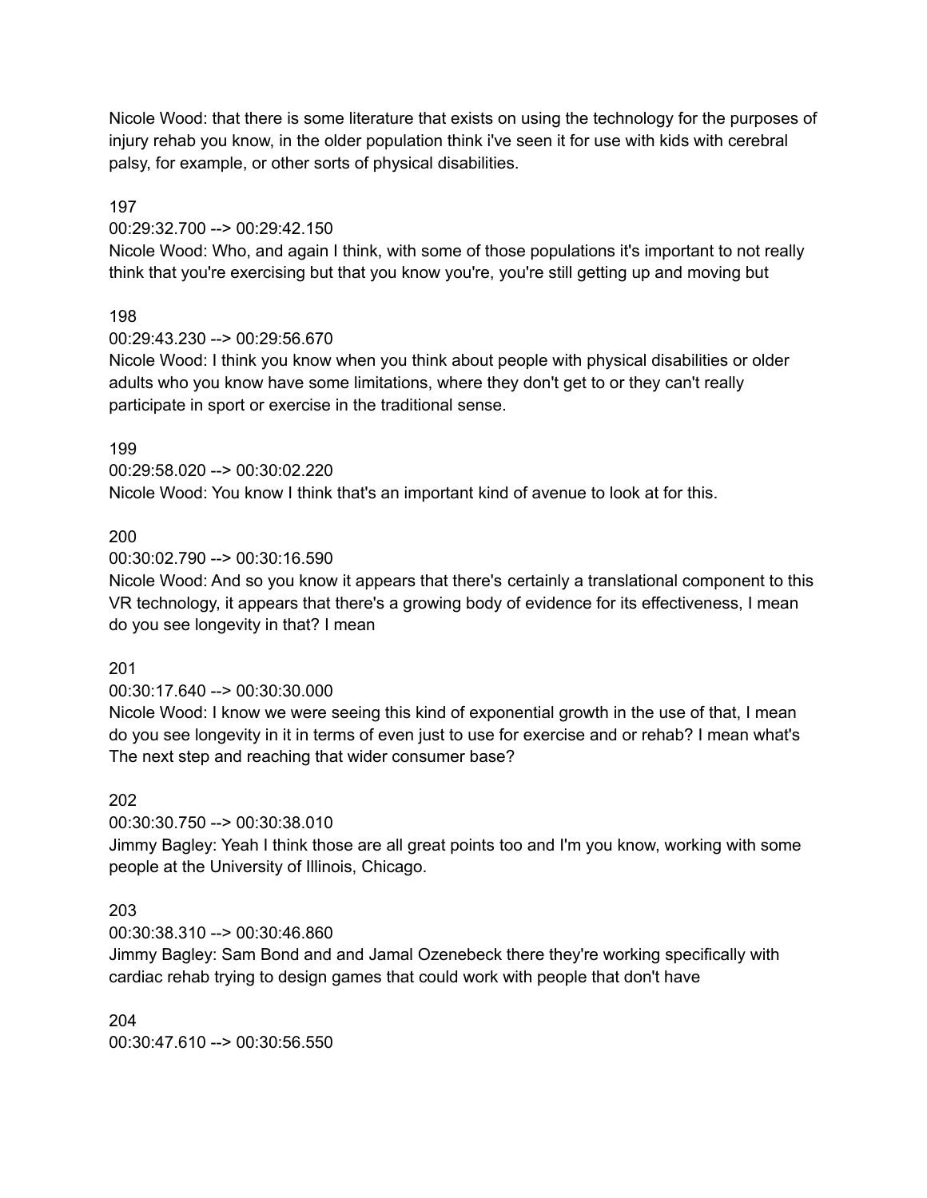Nicole Wood: that there is some literature that exists on using the technology for the purposes of injury rehab you know, in the older population think i've seen it for use with kids with cerebral palsy, for example, or other sorts of physical disabilities.

197
00:29:32.700 --> 00:29:42.150
Nicole Wood: Who, and again I think, with some of those populations it's important to not really think that you're exercising but that you know you're, you're still getting up and moving but

198
00:29:43.230 --> 00:29:56.670
Nicole Wood: I think you know when you think about people with physical disabilities or older adults who you know have some limitations, where they don't get to or they can't really participate in sport or exercise in the traditional sense.

199
00:29:58.020 --> 00:30:02.220
Nicole Wood: You know I think that's an important kind of avenue to look at for this.

200
00:30:02.790 --> 00:30:16.590
Nicole Wood: And so you know it appears that there's certainly a translational component to this VR technology, it appears that there's a growing body of evidence for its effectiveness, I mean do you see longevity in that? I mean

201
00:30:17.640 --> 00:30:30.000
Nicole Wood: I know we were seeing this kind of exponential growth in the use of that, I mean do you see longevity in it in terms of even just to use for exercise and or rehab? I mean what's The next step and reaching that wider consumer base?

202
00:30:30.750 --> 00:30:38.010
Jimmy Bagley: Yeah I think those are all great points too and I'm you know, working with some people at the University of Illinois, Chicago.

203
00:30:38.310 --> 00:30:46.860
Jimmy Bagley: Sam Bond and and Jamal Ozenebeck there they're working specifically with cardiac rehab trying to design games that could work with people that don't have

204
00:30:47.610 --> 00:30:56.550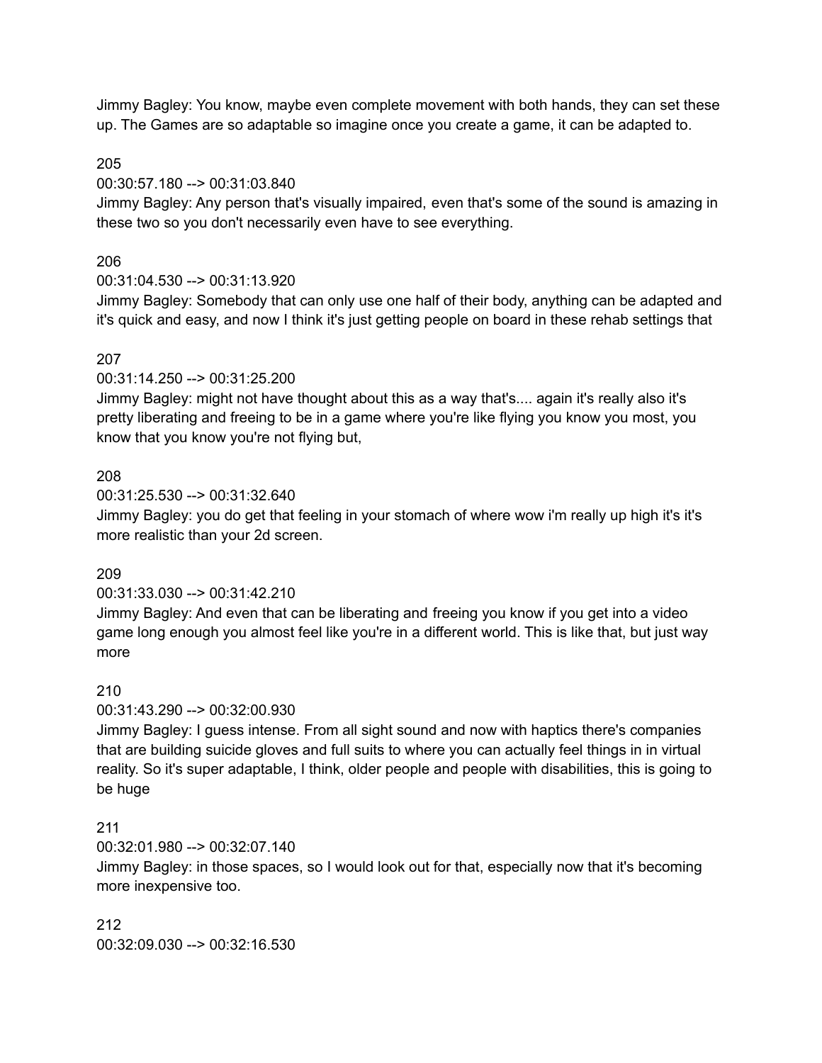Jimmy Bagley: You know, maybe even complete movement with both hands, they can set these up. The Games are so adaptable so imagine once you create a game, it can be adapted to.

205
00:30:57.180 --> 00:31:03.840
Jimmy Bagley: Any person that's visually impaired, even that's some of the sound is amazing in these two so you don't necessarily even have to see everything.

206
00:31:04.530 --> 00:31:13.920
Jimmy Bagley: Somebody that can only use one half of their body, anything can be adapted and it's quick and easy, and now I think it's just getting people on board in these rehab settings that

207
00:31:14.250 --> 00:31:25.200
Jimmy Bagley: might not have thought about this as a way that's.... again it's really also it's pretty liberating and freeing to be in a game where you're like flying you know you most, you know that you know you're not flying but,

208
00:31:25.530 --> 00:31:32.640
Jimmy Bagley: you do get that feeling in your stomach of where wow i'm really up high it's it's more realistic than your 2d screen.

209
00:31:33.030 --> 00:31:42.210
Jimmy Bagley: And even that can be liberating and freeing you know if you get into a video game long enough you almost feel like you're in a different world. This is like that, but just way more

210
00:31:43.290 --> 00:32:00.930
Jimmy Bagley: I guess intense. From all sight sound and now with haptics there's companies that are building suicide gloves and full suits to where you can actually feel things in in virtual reality. So it's super adaptable, I think, older people and people with disabilities, this is going to be huge

211
00:32:01.980 --> 00:32:07.140
Jimmy Bagley: in those spaces, so I would look out for that, especially now that it's becoming more inexpensive too.

212
00:32:09.030 --> 00:32:16.530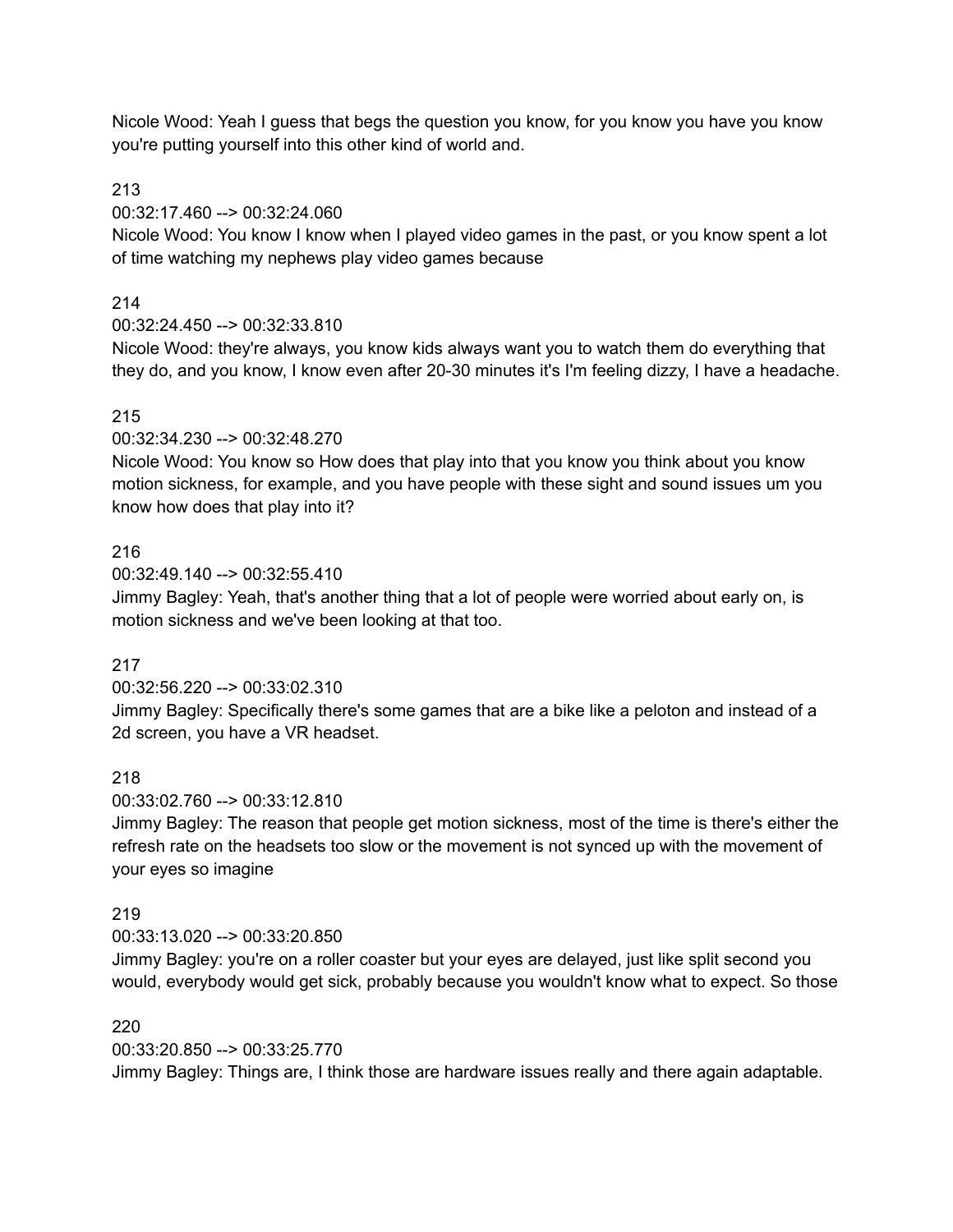Nicole Wood: Yeah I guess that begs the question you know, for you know you have you know you're putting yourself into this other kind of world and.

213
00:32:17.460 --> 00:32:24.060
Nicole Wood: You know I know when I played video games in the past, or you know spent a lot of time watching my nephews play video games because

214
00:32:24.450 --> 00:32:33.810
Nicole Wood: they're always, you know kids always want you to watch them do everything that they do, and you know, I know even after 20-30 minutes it's I'm feeling dizzy, I have a headache.

215
00:32:34.230 --> 00:32:48.270
Nicole Wood: You know so How does that play into that you know you think about you know motion sickness, for example, and you have people with these sight and sound issues um you know how does that play into it?

216
00:32:49.140 --> 00:32:55.410
Jimmy Bagley: Yeah, that's another thing that a lot of people were worried about early on, is motion sickness and we've been looking at that too.

217
00:32:56.220 --> 00:33:02.310
Jimmy Bagley: Specifically there's some games that are a bike like a peloton and instead of a 2d screen, you have a VR headset.

218
00:33:02.760 --> 00:33:12.810
Jimmy Bagley: The reason that people get motion sickness, most of the time is there's either the refresh rate on the headsets too slow or the movement is not synced up with the movement of your eyes so imagine

219
00:33:13.020 --> 00:33:20.850
Jimmy Bagley: you're on a roller coaster but your eyes are delayed, just like split second you would, everybody would get sick, probably because you wouldn't know what to expect. So those

220
00:33:20.850 --> 00:33:25.770
Jimmy Bagley: Things are, I think those are hardware issues really and there again adaptable.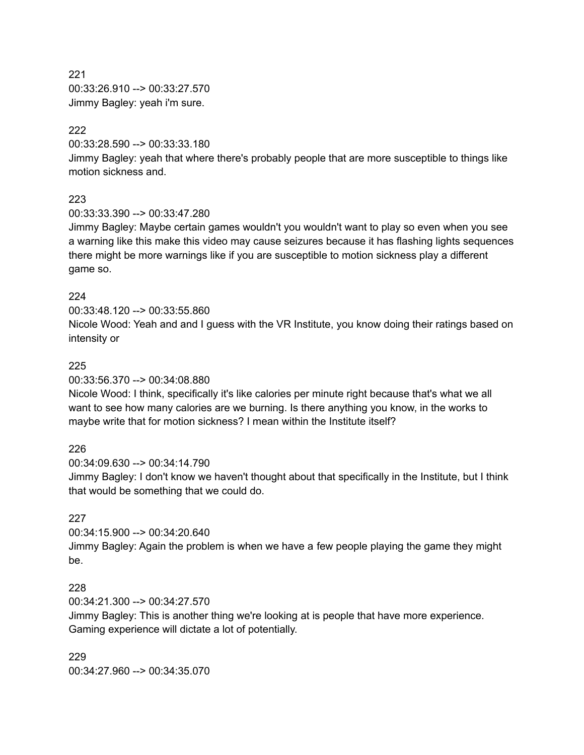221
00:33:26.910 --> 00:33:27.570
Jimmy Bagley: yeah i'm sure.

222
00:33:28.590 --> 00:33:33.180
Jimmy Bagley: yeah that where there's probably people that are more susceptible to things like motion sickness and.

223
00:33:33.390 --> 00:33:47.280
Jimmy Bagley: Maybe certain games wouldn't you wouldn't want to play so even when you see a warning like this make this video may cause seizures because it has flashing lights sequences there might be more warnings like if you are susceptible to motion sickness play a different game so.

224
00:33:48.120 --> 00:33:55.860
Nicole Wood: Yeah and and I guess with the VR Institute, you know doing their ratings based on intensity or

225
00:33:56.370 --> 00:34:08.880
Nicole Wood: I think, specifically it's like calories per minute right because that's what we all want to see how many calories are we burning. Is there anything you know, in the works to maybe write that for motion sickness? I mean within the Institute itself?

226
00:34:09.630 --> 00:34:14.790
Jimmy Bagley: I don't know we haven't thought about that specifically in the Institute, but I think that would be something that we could do.

227
00:34:15.900 --> 00:34:20.640
Jimmy Bagley: Again the problem is when we have a few people playing the game they might be.

228
00:34:21.300 --> 00:34:27.570
Jimmy Bagley: This is another thing we're looking at is people that have more experience. Gaming experience will dictate a lot of potentially.

229
00:34:27.960 --> 00:34:35.070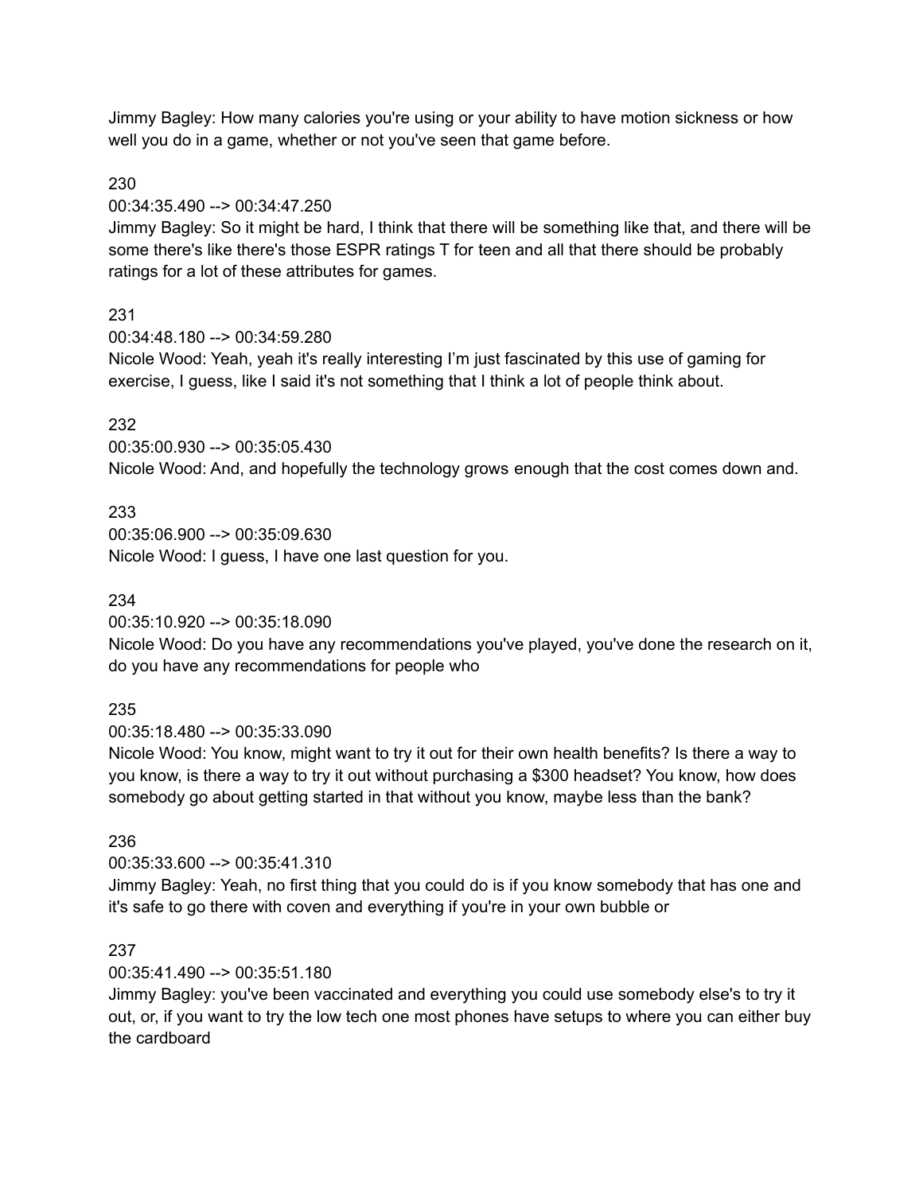Jimmy Bagley: How many calories you're using or your ability to have motion sickness or how well you do in a game, whether or not you've seen that game before.

230
00:34:35.490 --> 00:34:47.250
Jimmy Bagley: So it might be hard, I think that there will be something like that, and there will be some there's like there's those ESPR ratings T for teen and all that there should be probably ratings for a lot of these attributes for games.

231
00:34:48.180 --> 00:34:59.280
Nicole Wood: Yeah, yeah it's really interesting I'm just fascinated by this use of gaming for exercise, I guess, like I said it's not something that I think a lot of people think about.

232
00:35:00.930 --> 00:35:05.430
Nicole Wood: And, and hopefully the technology grows enough that the cost comes down and.

233
00:35:06.900 --> 00:35:09.630
Nicole Wood: I guess, I have one last question for you.

234
00:35:10.920 --> 00:35:18.090
Nicole Wood: Do you have any recommendations you've played, you've done the research on it, do you have any recommendations for people who

235
00:35:18.480 --> 00:35:33.090
Nicole Wood: You know, might want to try it out for their own health benefits? Is there a way to you know, is there a way to try it out without purchasing a $300 headset? You know, how does somebody go about getting started in that without you know, maybe less than the bank?

236
00:35:33.600 --> 00:35:41.310
Jimmy Bagley: Yeah, no first thing that you could do is if you know somebody that has one and it's safe to go there with coven and everything if you're in your own bubble or

237
00:35:41.490 --> 00:35:51.180
Jimmy Bagley: you've been vaccinated and everything you could use somebody else's to try it out, or, if you want to try the low tech one most phones have setups to where you can either buy the cardboard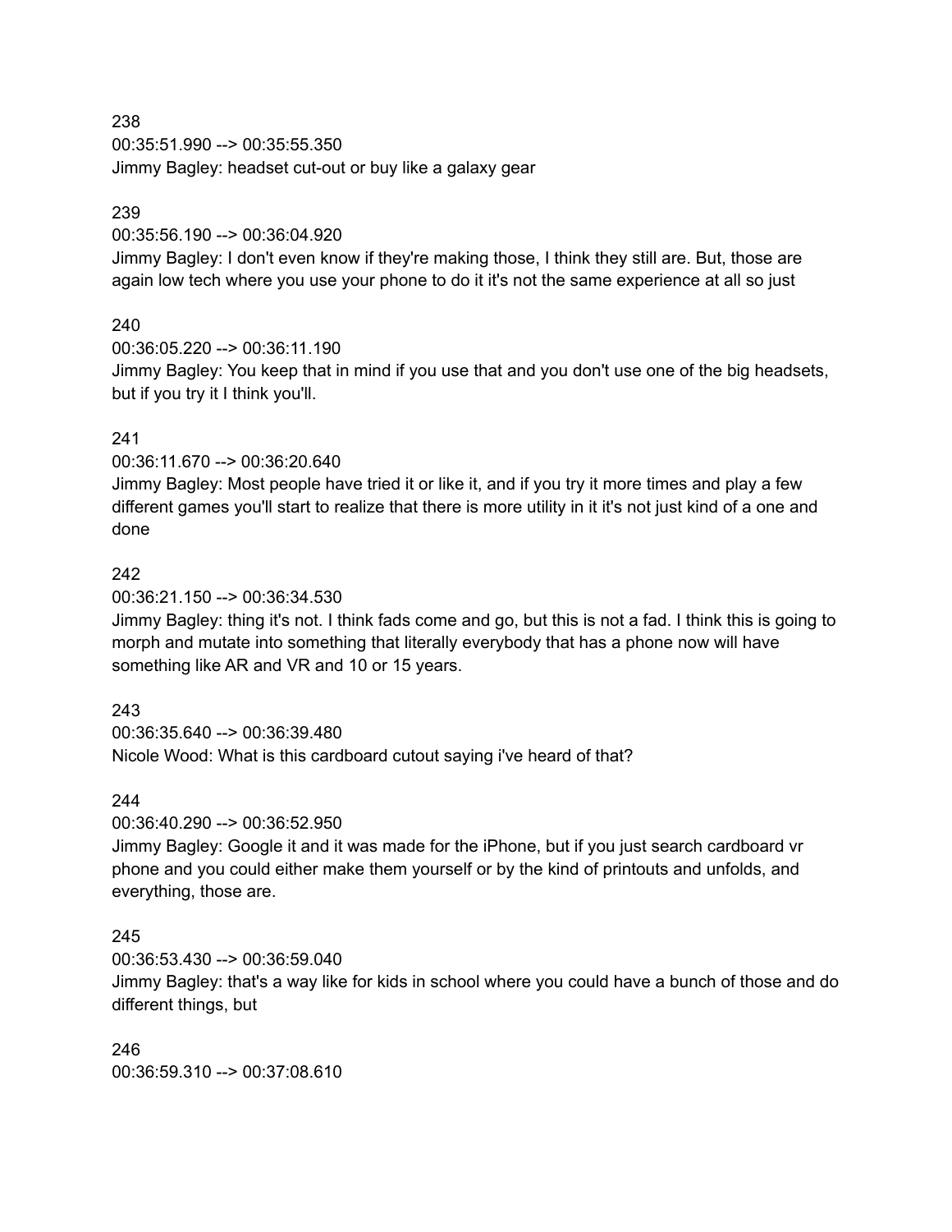238
00:35:51.990 --> 00:35:55.350
Jimmy Bagley: headset cut-out or buy like a galaxy gear

239
00:35:56.190 --> 00:36:04.920
Jimmy Bagley: I don't even know if they're making those, I think they still are. But, those are again low tech where you use your phone to do it it's not the same experience at all so just

240
00:36:05.220 --> 00:36:11.190
Jimmy Bagley: You keep that in mind if you use that and you don't use one of the big headsets, but if you try it I think you'll.

241
00:36:11.670 --> 00:36:20.640
Jimmy Bagley: Most people have tried it or like it, and if you try it more times and play a few different games you'll start to realize that there is more utility in it it's not just kind of a one and done

242
00:36:21.150 --> 00:36:34.530
Jimmy Bagley: thing it's not. I think fads come and go, but this is not a fad. I think this is going to morph and mutate into something that literally everybody that has a phone now will have something like AR and VR and 10 or 15 years.

243
00:36:35.640 --> 00:36:39.480
Nicole Wood: What is this cardboard cutout saying i've heard of that?

244
00:36:40.290 --> 00:36:52.950
Jimmy Bagley: Google it and it was made for the iPhone, but if you just search cardboard vr phone and you could either make them yourself or by the kind of printouts and unfolds, and everything, those are.

245
00:36:53.430 --> 00:36:59.040
Jimmy Bagley: that's a way like for kids in school where you could have a bunch of those and do different things, but

246
00:36:59.310 --> 00:37:08.610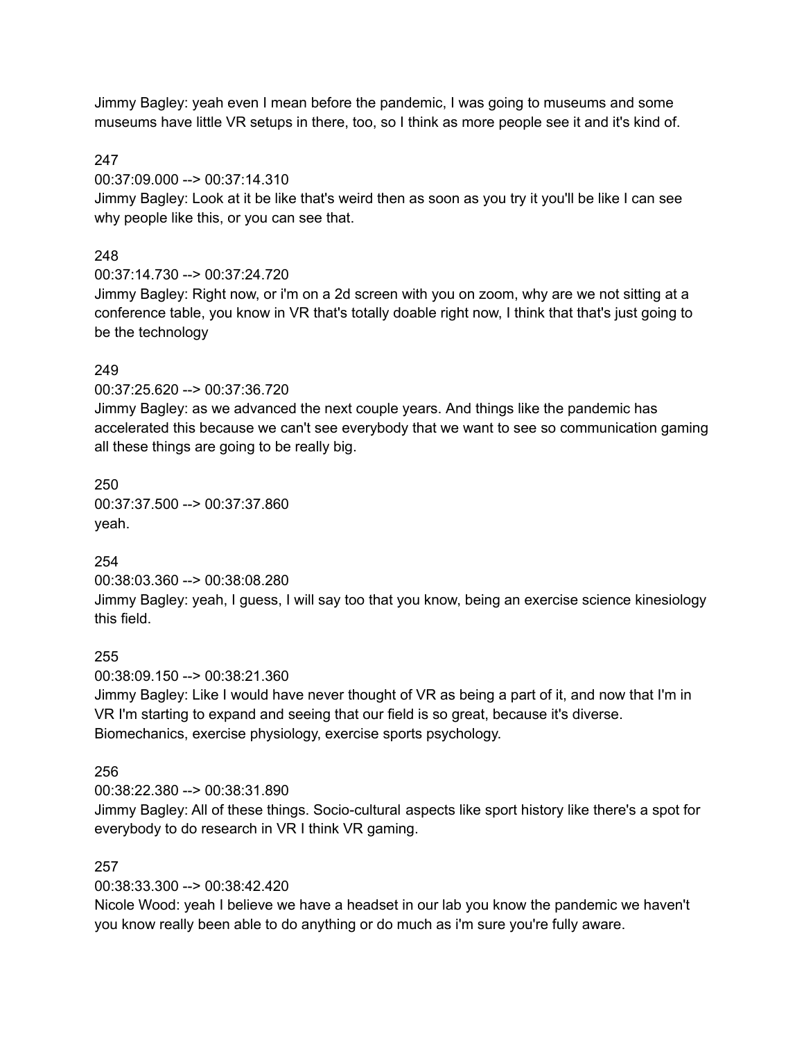Jimmy Bagley: yeah even I mean before the pandemic, I was going to museums and some museums have little VR setups in there, too, so I think as more people see it and it's kind of.

247
00:37:09.000 --> 00:37:14.310
Jimmy Bagley: Look at it be like that's weird then as soon as you try it you'll be like I can see why people like this, or you can see that.

248
00:37:14.730 --> 00:37:24.720
Jimmy Bagley: Right now, or i'm on a 2d screen with you on zoom, why are we not sitting at a conference table, you know in VR that's totally doable right now, I think that that's just going to be the technology

249
00:37:25.620 --> 00:37:36.720
Jimmy Bagley: as we advanced the next couple years. And things like the pandemic has accelerated this because we can't see everybody that we want to see so communication gaming all these things are going to be really big.

250
00:37:37.500 --> 00:37:37.860
yeah.

254
00:38:03.360 --> 00:38:08.280
Jimmy Bagley: yeah, I guess, I will say too that you know, being an exercise science kinesiology this field.

255
00:38:09.150 --> 00:38:21.360
Jimmy Bagley: Like I would have never thought of VR as being a part of it, and now that I'm in VR I'm starting to expand and seeing that our field is so great, because it's diverse. Biomechanics, exercise physiology, exercise sports psychology.

256
00:38:22.380 --> 00:38:31.890
Jimmy Bagley: All of these things. Socio-cultural aspects like sport history like there's a spot for everybody to do research in VR I think VR gaming.

257
00:38:33.300 --> 00:38:42.420
Nicole Wood: yeah I believe we have a headset in our lab you know the pandemic we haven't you know really been able to do anything or do much as i'm sure you're fully aware.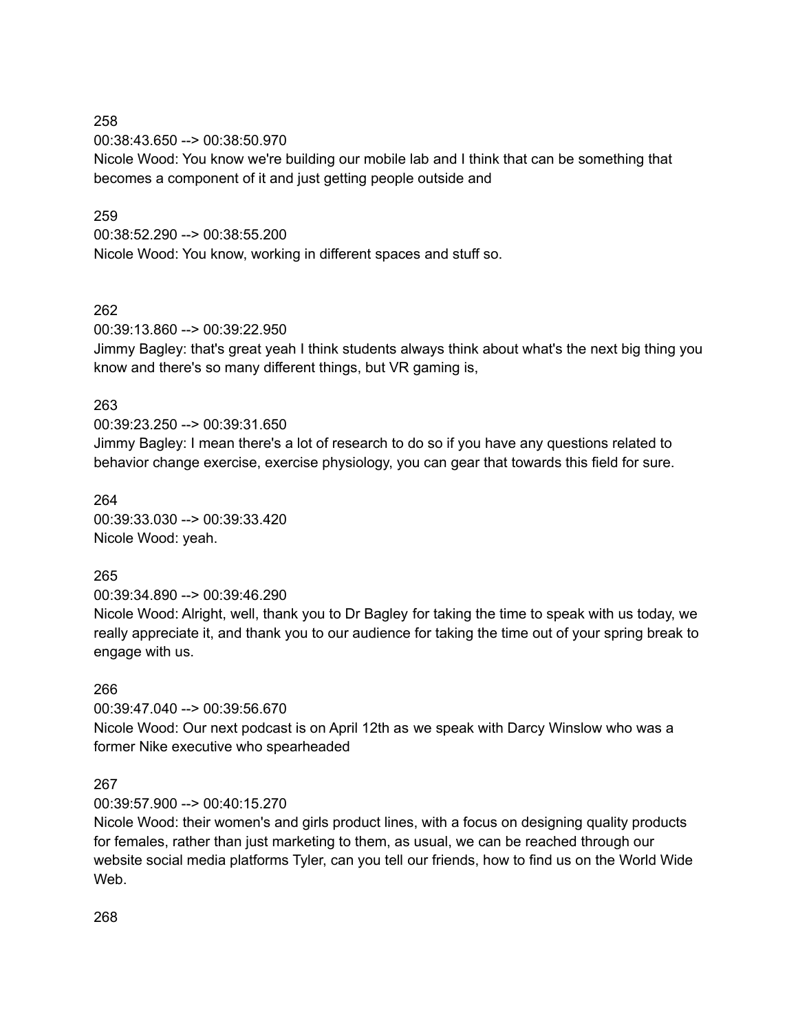258
00:38:43.650 --> 00:38:50.970
Nicole Wood: You know we're building our mobile lab and I think that can be something that becomes a component of it and just getting people outside and

259
00:38:52.290 --> 00:38:55.200
Nicole Wood: You know, working in different spaces and stuff so.

262
00:39:13.860 --> 00:39:22.950
Jimmy Bagley: that's great yeah I think students always think about what's the next big thing you know and there's so many different things, but VR gaming is,

263
00:39:23.250 --> 00:39:31.650
Jimmy Bagley: I mean there's a lot of research to do so if you have any questions related to behavior change exercise, exercise physiology, you can gear that towards this field for sure.

264
00:39:33.030 --> 00:39:33.420
Nicole Wood: yeah.

265
00:39:34.890 --> 00:39:46.290
Nicole Wood: Alright, well, thank you to Dr Bagley for taking the time to speak with us today, we really appreciate it, and thank you to our audience for taking the time out of your spring break to engage with us.

266
00:39:47.040 --> 00:39:56.670
Nicole Wood: Our next podcast is on April 12th as we speak with Darcy Winslow who was a former Nike executive who spearheaded

267
00:39:57.900 --> 00:40:15.270
Nicole Wood: their women's and girls product lines, with a focus on designing quality products for females, rather than just marketing to them, as usual, we can be reached through our website social media platforms Tyler, can you tell our friends, how to find us on the World Wide Web.

268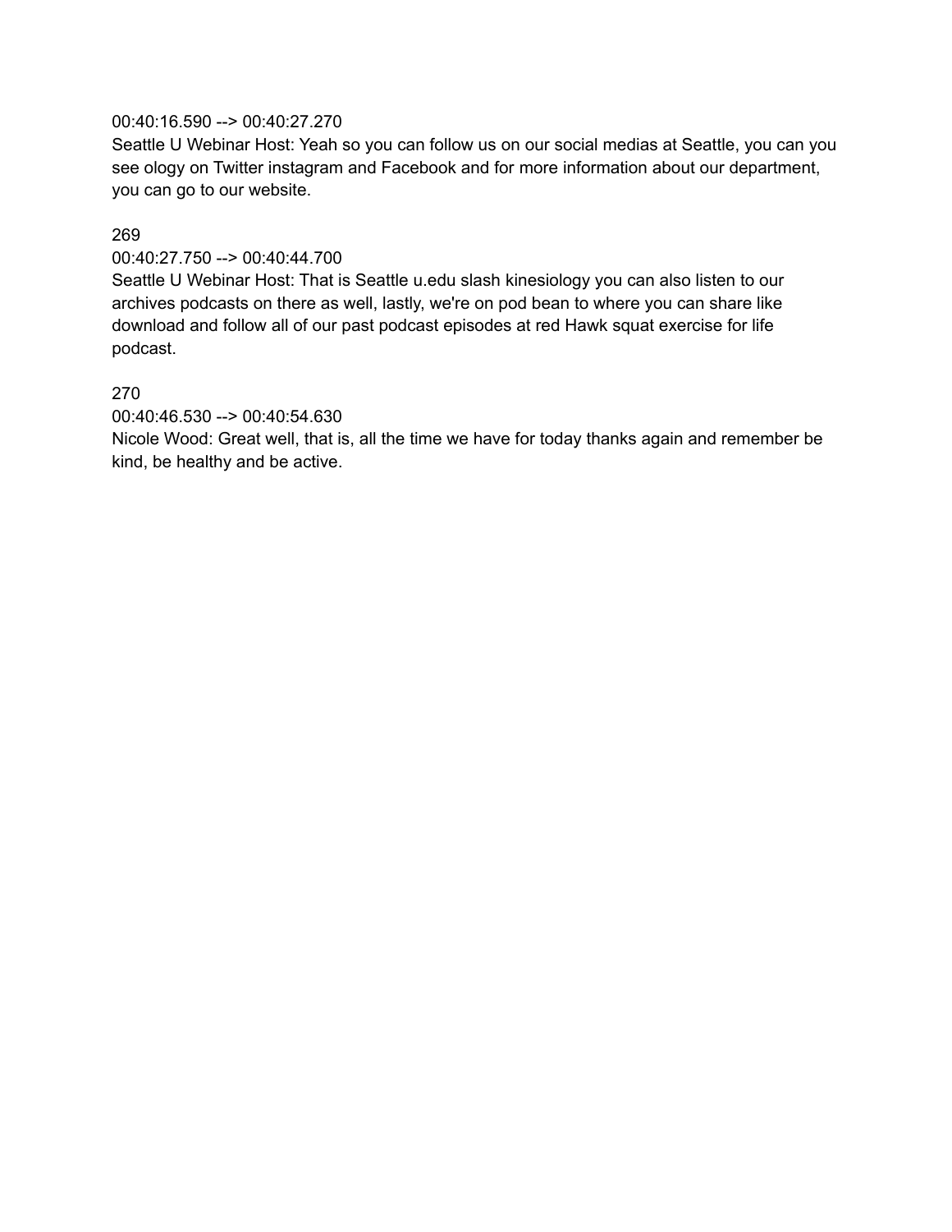00:40:16.590 --> 00:40:27.270
Seattle U Webinar Host: Yeah so you can follow us on our social medias at Seattle, you can you see ology on Twitter instagram and Facebook and for more information about our department, you can go to our website.

269
00:40:27.750 --> 00:40:44.700
Seattle U Webinar Host: That is Seattle u.edu slash kinesiology you can also listen to our archives podcasts on there as well, lastly, we're on pod bean to where you can share like download and follow all of our past podcast episodes at red Hawk squat exercise for life podcast.

270
00:40:46.530 --> 00:40:54.630
Nicole Wood: Great well, that is, all the time we have for today thanks again and remember be kind, be healthy and be active.